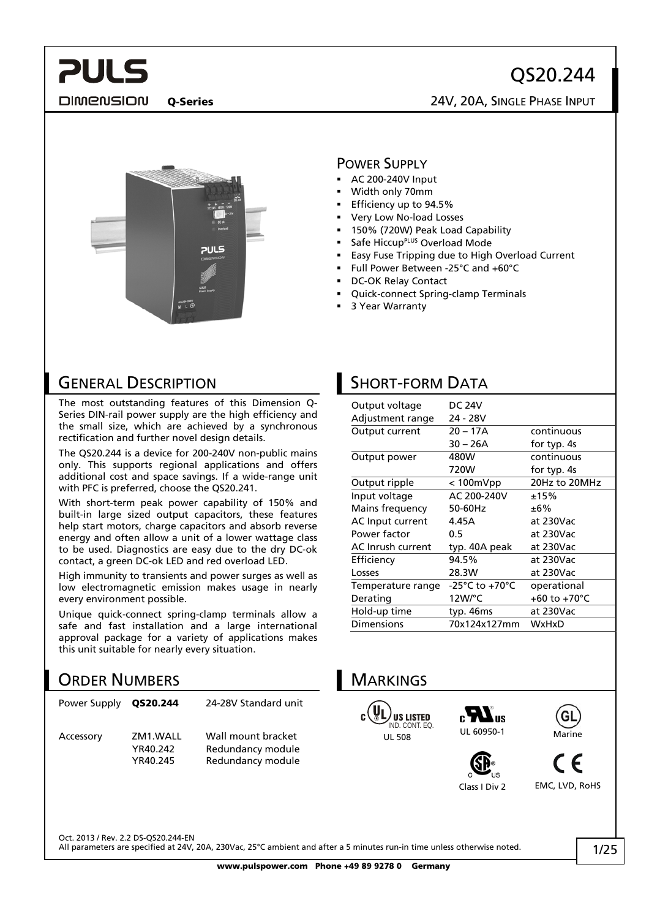# QS20.244

**PULS DIMENSION Q-Series** — 24V, 20A, SINGLE PHASE INPUT

## POWER SUPPLY

- AC 200-240V Input
- Width only 70mm
- Efficiency up to 94.5%
- Very Low No-load Losses
- 150% (720W) Peak Load Capability
- Safe Hiccup[PLUS] Overload Mode
- Easy Fuse Tripping due to High Overload Current
- Full Power Between -25°C and +60°C
- DC-OK Relay Contact
- Quick-connect Spring-clamp Terminals
- 3 Year Warranty

## GENERAL DESCRIPTION

The most outstanding features of this Dimension Q-Series DIN-rail power supply are the high efficiency and the small size, which are achieved by a synchronous rectification and further novel design details.

The QS20.244 is a device for 200-240V non-public mains only. This supports regional applications and offers additional cost and space savings. If a wide-range unit with PFC is preferred, choose the QS20.241.

With short-term peak power capability of 150% and built-in large sized output capacitors, these features help start motors, charge capacitors and absorb reverse energy and often allow a unit of a lower wattage class to be used. Diagnostics are easy due to the dry DC-ok contact, a green DC-ok LED and red overload LED.

High immunity to transients and power surges as well as low electromagnetic emission makes usage in nearly every environment possible.

Unique quick-connect spring-clamp terminals allow a safe and fast installation and a large international approval package for a variety of applications makes this unit suitable for nearly every situation.

## SHORT-FORM DATA

| | | |
|---|---|---|
| Output voltage | DC 24V | |
| Adjustment range | 24 - 28V | |
| Output current | 20 – 17A | continuous |
| | 30 – 26A | for typ. 4s |
| Output power | 480W | continuous |
| | 720W | for typ. 4s |
| Output ripple | < 100mVpp | 20Hz to 20MHz |
| Input voltage | AC 200-240V | ±15% |
| Mains frequency | 50-60Hz | ±6% |
| AC Input current | 4.45A | at 230Vac |
| Power factor | 0.5 | at 230Vac |
| AC Inrush current | typ. 40A peak | at 230Vac |
| Efficiency | 94.5% | at 230Vac |
| Losses | 28.3W | at 230Vac |
| Temperature range | -25°C to +70°C | operational |
| Derating | 12W/°C | +60 to +70°C |
| Hold-up time | typ. 46ms | at 230Vac |
| Dimensions | 70x124x127mm | WxHxD |

## ORDER NUMBERS

| | | |
|---|---|---|
| Power Supply | **QS20.244** | 24-28V Standard unit |
| Accessory | ZM1.WALL | Wall mount bracket |
| | YR40.242 | Redundancy module |
| | YR40.245 | Redundancy module |

## MARKINGS

- UL 508 (cUL US LISTED IND. CONT. EQ.)
- UL 60950-1
- Marine (GL)
- Class I Div 2 (CSA)
- EMC, LVD, RoHS (CE)

Oct. 2013 / Rev. 2.2 DS-QS20.244-EN

All parameters are specified at 24V, 20A, 230Vac, 25°C ambient and after a 5 minutes run-in time unless otherwise noted.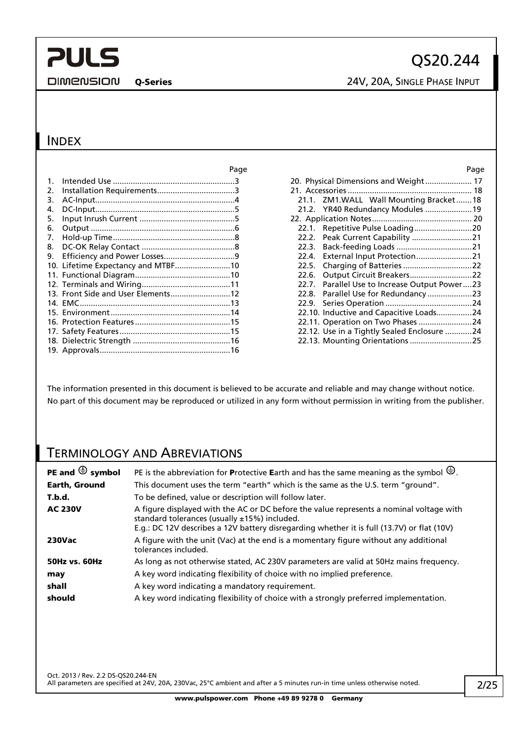## INDEX

| | Page |
|---|---|
| 1. Intended Use | 3 |
| 2. Installation Requirements | 3 |
| 3. AC-Input | 4 |
| 4. DC-Input | 5 |
| 5. Input Inrush Current | 5 |
| 6. Output | 6 |
| 7. Hold-up Time | 8 |
| 8. DC-OK Relay Contact | 8 |
| 9. Efficiency and Power Losses | 9 |
| 10. Lifetime Expectancy and MTBF | 10 |
| 11. Functional Diagram | 10 |
| 12. Terminals and Wiring | 11 |
| 13. Front Side and User Elements | 12 |
| 14. EMC | 13 |
| 15. Environment | 14 |
| 16. Protection Features | 15 |
| 17. Safety Features | 15 |
| 18. Dielectric Strength | 16 |
| 19. Approvals | 16 |
| 20. Physical Dimensions and Weight | 17 |
| 21. Accessories | 18 |
| 21.1. ZM1.WALL Wall Mounting Bracket | 18 |
| 21.2. YR40 Redundancy Modules | 19 |
| 22. Application Notes | 20 |
| 22.1. Repetitive Pulse Loading | 20 |
| 22.2. Peak Current Capability | 21 |
| 22.3. Back-feeding Loads | 21 |
| 22.4. External Input Protection | 21 |
| 22.5. Charging of Batteries | 22 |
| 22.6. Output Circuit Breakers | 22 |
| 22.7. Parallel Use to Increase Output Power | 23 |
| 22.8. Parallel Use for Redundancy | 23 |
| 22.9. Series Operation | 24 |
| 22.10. Inductive and Capacitive Loads | 24 |
| 22.11. Operation on Two Phases | 24 |
| 22.12. Use in a Tightly Sealed Enclosure | 24 |
| 22.13. Mounting Orientations | 25 |

The information presented in this document is believed to be accurate and reliable and may change without notice.
No part of this document may be reproduced or utilized in any form without permission in writing from the publisher.

## TERMINOLOGY AND ABREVIATIONS

| | |
|---|---|
| **PE and ⊕ symbol** | PE is the abbreviation for **P**rotective **E**arth and has the same meaning as the symbol ⊕. |
| **Earth, Ground** | This document uses the term "earth" which is the same as the U.S. term "ground". |
| **T.b.d.** | To be defined, value or description will follow later. |
| **AC 230V** | A figure displayed with the AC or DC before the value represents a nominal voltage with standard tolerances (usually ±15%) included. E.g.: DC 12V describes a 12V battery disregarding whether it is full (13.7V) or flat (10V) |
| **230Vac** | A figure with the unit (Vac) at the end is a momentary figure without any additional tolerances included. |
| **50Hz vs. 60Hz** | As long as not otherwise stated, AC 230V parameters are valid at 50Hz mains frequency. |
| **may** | A key word indicating flexibility of choice with no implied preference. |
| **shall** | A key word indicating a mandatory requirement. |
| **should** | A key word indicating flexibility of choice with a strongly preferred implementation. |

Oct. 2013 / Rev. 2.2 DS-QS20.244-EN
All parameters are specified at 24V, 20A, 230Vac, 25°C ambient and after a 5 minutes run-in time unless otherwise noted.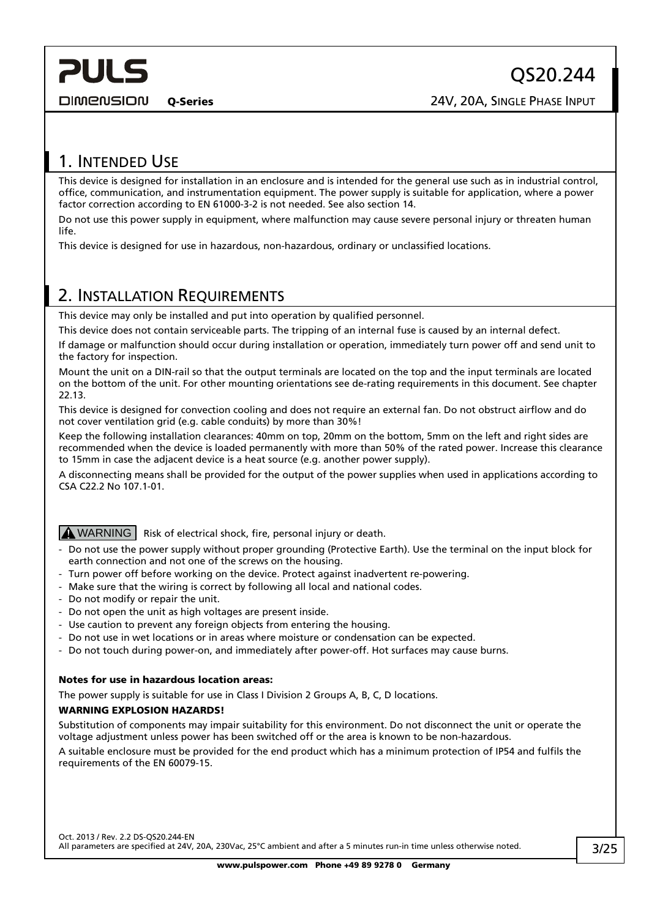## 1. Intended Use

This device is designed for installation in an enclosure and is intended for the general use such as in industrial control, office, communication, and instrumentation equipment. The power supply is suitable for application, where a power factor correction according to EN 61000-3-2 is not needed. See also section 14.

Do not use this power supply in equipment, where malfunction may cause severe personal injury or threaten human life.

This device is designed for use in hazardous, non-hazardous, ordinary or unclassified locations.

## 2. Installation Requirements

This device may only be installed and put into operation by qualified personnel.

This device does not contain serviceable parts. The tripping of an internal fuse is caused by an internal defect.

If damage or malfunction should occur during installation or operation, immediately turn power off and send unit to the factory for inspection.

Mount the unit on a DIN-rail so that the output terminals are located on the top and the input terminals are located on the bottom of the unit. For other mounting orientations see de-rating requirements in this document. See chapter 22.13.

This device is designed for convection cooling and does not require an external fan. Do not obstruct airflow and do not cover ventilation grid (e.g. cable conduits) by more than 30%!

Keep the following installation clearances: 40mm on top, 20mm on the bottom, 5mm on the left and right sides are recommended when the device is loaded permanently with more than 50% of the rated power. Increase this clearance to 15mm in case the adjacent device is a heat source (e.g. another power supply).

A disconnecting means shall be provided for the output of the power supplies when used in applications according to CSA C22.2 No 107.1-01.

**⚠ WARNING** Risk of electrical shock, fire, personal injury or death.

- Do not use the power supply without proper grounding (Protective Earth). Use the terminal on the input block for earth connection and not one of the screws on the housing.
- Turn power off before working on the device. Protect against inadvertent re-powering.
- Make sure that the wiring is correct by following all local and national codes.
- Do not modify or repair the unit.
- Do not open the unit as high voltages are present inside.
- Use caution to prevent any foreign objects from entering the housing.
- Do not use in wet locations or in areas where moisture or condensation can be expected.
- Do not touch during power-on, and immediately after power-off. Hot surfaces may cause burns.

**Notes for use in hazardous location areas:**

The power supply is suitable for use in Class I Division 2 Groups A, B, C, D locations.

**WARNING EXPLOSION HAZARDS!**

Substitution of components may impair suitability for this environment. Do not disconnect the unit or operate the voltage adjustment unless power has been switched off or the area is known to be non-hazardous.

A suitable enclosure must be provided for the end product which has a minimum protection of IP54 and fulfils the requirements of the EN 60079-15.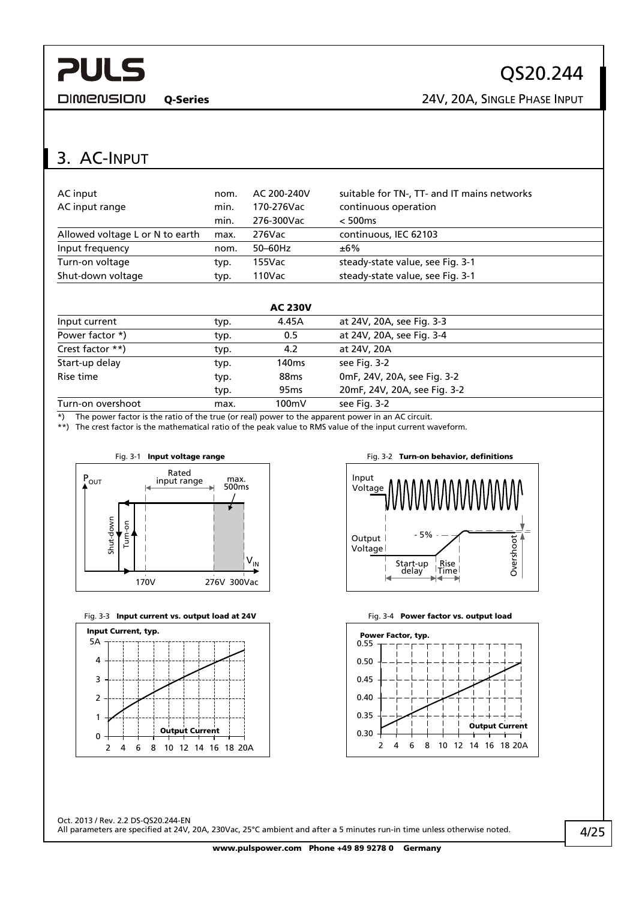## 3. AC-Input

| | | | |
|---|---|---|---|
| AC input | nom. | AC 200-240V | suitable for TN-, TT- and IT mains networks |
| AC input range | min. | 170-276Vac | continuous operation |
| | min. | 276-300Vac | < 500ms |
| Allowed voltage L or N to earth | max. | 276Vac | continuous, IEC 62103 |
| Input frequency | nom. | 50–60Hz | ±6% |
| Turn-on voltage | typ. | 155Vac | steady-state value, see Fig. 3-1 |
| Shut-down voltage | typ. | 110Vac | steady-state value, see Fig. 3-1 |

| | | AC 230V | |
|---|---|---|---|
| Input current | typ. | 4.45A | at 24V, 20A, see Fig. 3-3 |
| Power factor *) | typ. | 0.5 | at 24V, 20A, see Fig. 3-4 |
| Crest factor **) | typ. | 4.2 | at 24V, 20A |
| Start-up delay | typ. | 140ms | see Fig. 3-2 |
| Rise time | typ. | 88ms | 0mF, 24V, 20A, see Fig. 3-2 |
| | typ. | 95ms | 20mF, 24V, 20A, see Fig. 3-2 |
| Turn-on overshoot | max. | 100mV | see Fig. 3-2 |

*) The power factor is the ratio of the true (or real) power to the apparent power in an AC circuit.
**) The crest factor is the mathematical ratio of the peak value to RMS value of the input current waveform.

Fig. 3-1 **Input voltage range**

Fig. 3-2 **Turn-on behavior, definitions**

Fig. 3-3 **Input current vs. output load at 24V**

Fig. 3-4 **Power factor vs. output load**

Oct. 2013 / Rev. 2.2 DS-QS20.244-EN
All parameters are specified at 24V, 20A, 230Vac, 25°C ambient and after a 5 minutes run-in time unless otherwise noted.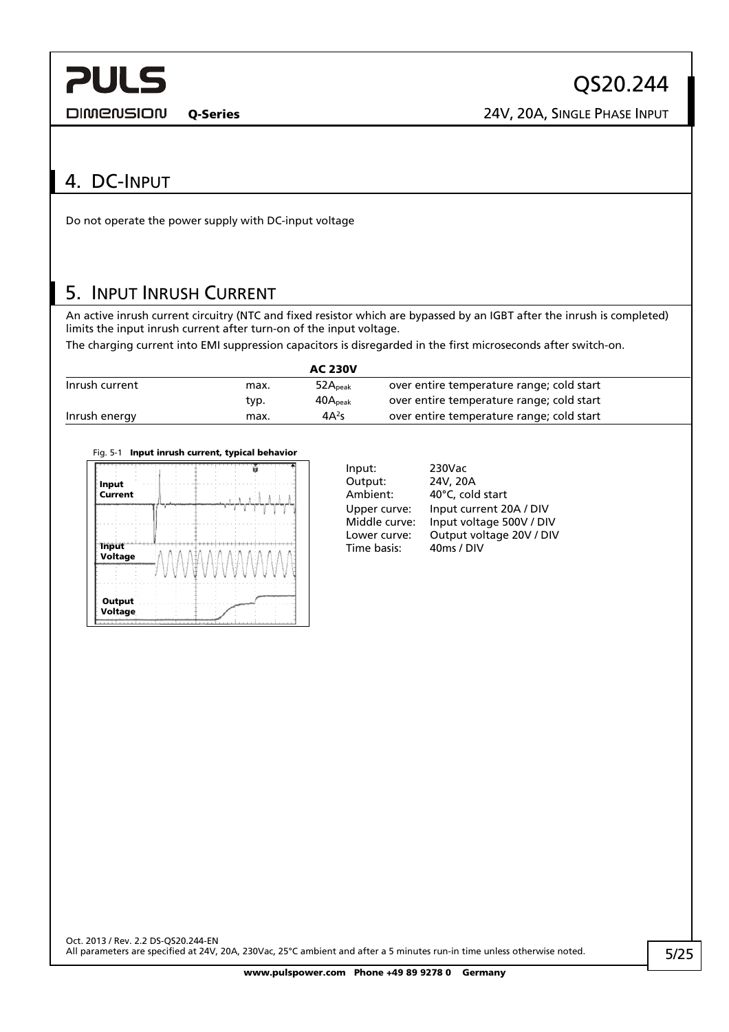## 4. DC-Input

Do not operate the power supply with DC-input voltage

## 5. Input Inrush Current

An active inrush current circuitry (NTC and fixed resistor which are bypassed by an IGBT after the inrush is completed) limits the input inrush current after turn-on of the input voltage.

The charging current into EMI suppression capacitors is disregarded in the first microseconds after switch-on.

| | | AC 230V | |
|---|---|---|---|
| Inrush current | max. | $52A_{peak}$ | over entire temperature range; cold start |
| | typ. | $40A_{peak}$ | over entire temperature range; cold start |
| Inrush energy | max. | $4A^2s$ | over entire temperature range; cold start |

Fig. 5-1 **Input inrush current, typical behavior**

Input Current

Input Voltage

Output Voltage

| | |
|---|---|
| Input: | 230Vac |
| Output: | 24V, 20A |
| Ambient: | 40°C, cold start |
| Upper curve: | Input current 20A / DIV |
| Middle curve: | Input voltage 500V / DIV |
| Lower curve: | Output voltage 20V / DIV |
| Time basis: | 40ms / DIV |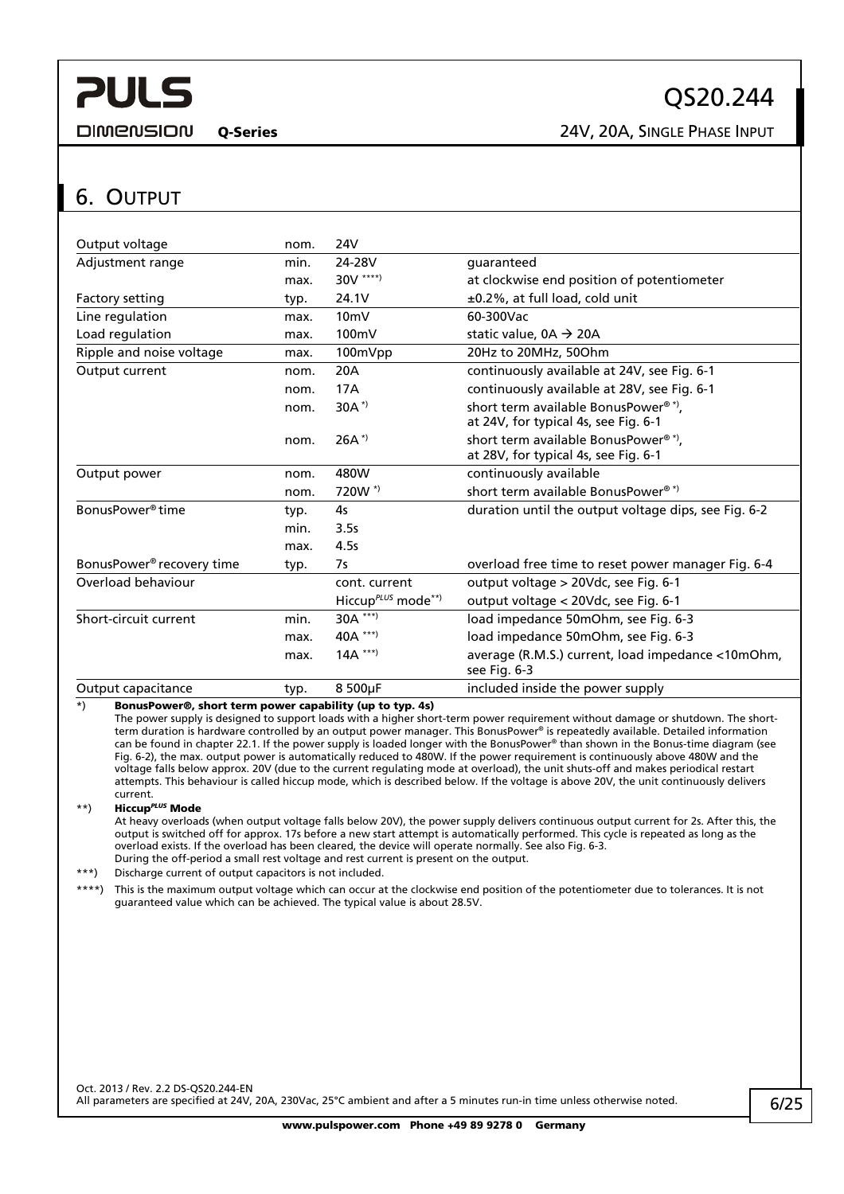## 6. Output

| | | | |
|---|---|---|---|
| Output voltage | nom. | 24V | |
| Adjustment range | min. | 24-28V | guaranteed |
| | max. | 30V ****) | at clockwise end position of potentiometer |
| Factory setting | typ. | 24.1V | ±0.2%, at full load, cold unit |
| Line regulation | max. | 10mV | 60-300Vac |
| Load regulation | max. | 100mV | static value, 0A → 20A |
| Ripple and noise voltage | max. | 100mVpp | 20Hz to 20MHz, 50Ohm |
| Output current | nom. | 20A | continuously available at 24V, see Fig. 6-1 |
| | nom. | 17A | continuously available at 28V, see Fig. 6-1 |
| | nom. | 30A *) | short term available BonusPower® *), at 24V, for typical 4s, see Fig. 6-1 |
| | nom. | 26A *) | short term available BonusPower® *), at 28V, for typical 4s, see Fig. 6-1 |
| Output power | nom. | 480W | continuously available |
| | nom. | 720W *) | short term available BonusPower® *) |
| BonusPower® time | typ. | 4s | duration until the output voltage dips, see Fig. 6-2 |
| | min. | 3.5s | |
| | max. | 4.5s | |
| BonusPower® recovery time | typ. | 7s | overload free time to reset power manager Fig. 6-4 |
| Overload behaviour | | cont. current | output voltage > 20Vdc, see Fig. 6-1 |
| | | Hiccup*PLUS* mode**) | output voltage < 20Vdc, see Fig. 6-1 |
| Short-circuit current | min. | 30A ***) | load impedance 50mOhm, see Fig. 6-3 |
| | max. | 40A ***) | load impedance 50mOhm, see Fig. 6-3 |
| | max. | 14A ***) | average (R.M.S.) current, load impedance <10mOhm, see Fig. 6-3 |
| Output capacitance | typ. | 8 500µF | included inside the power supply |

*) **BonusPower®, short term power capability (up to typ. 4s)**
The power supply is designed to support loads with a higher short-term power requirement without damage or shutdown. The short-term duration is hardware controlled by an output power manager. This BonusPower® is repeatedly available. Detailed information can be found in chapter 22.1. If the power supply is loaded longer with the BonusPower® than shown in the Bonus-time diagram (see Fig. 6-2), the max. output power is automatically reduced to 480W. If the power requirement is continuously above 480W and the voltage falls below approx. 20V (due to the current regulating mode at overload), the unit shuts-off and makes periodical restart attempts. This behaviour is called hiccup mode, which is described below. If the voltage is above 20V, the unit continuously delivers current.

**) **Hiccup*PLUS* Mode**
At heavy overloads (when output voltage falls below 20V), the power supply delivers continuous output current for 2s. After this, the output is switched off for approx. 17s before a new start attempt is automatically performed. This cycle is repeated as long as the overload exists. If the overload has been cleared, the device will operate normally. See also Fig. 6-3.
During the off-period a small rest voltage and rest current is present on the output.

***) Discharge current of output capacitors is not included.

****) This is the maximum output voltage which can occur at the clockwise end position of the potentiometer due to tolerances. It is not guaranteed value which can be achieved. The typical value is about 28.5V.

All parameters are specified at 24V, 20A, 230Vac, 25°C ambient and after a 5 minutes run-in time unless otherwise noted.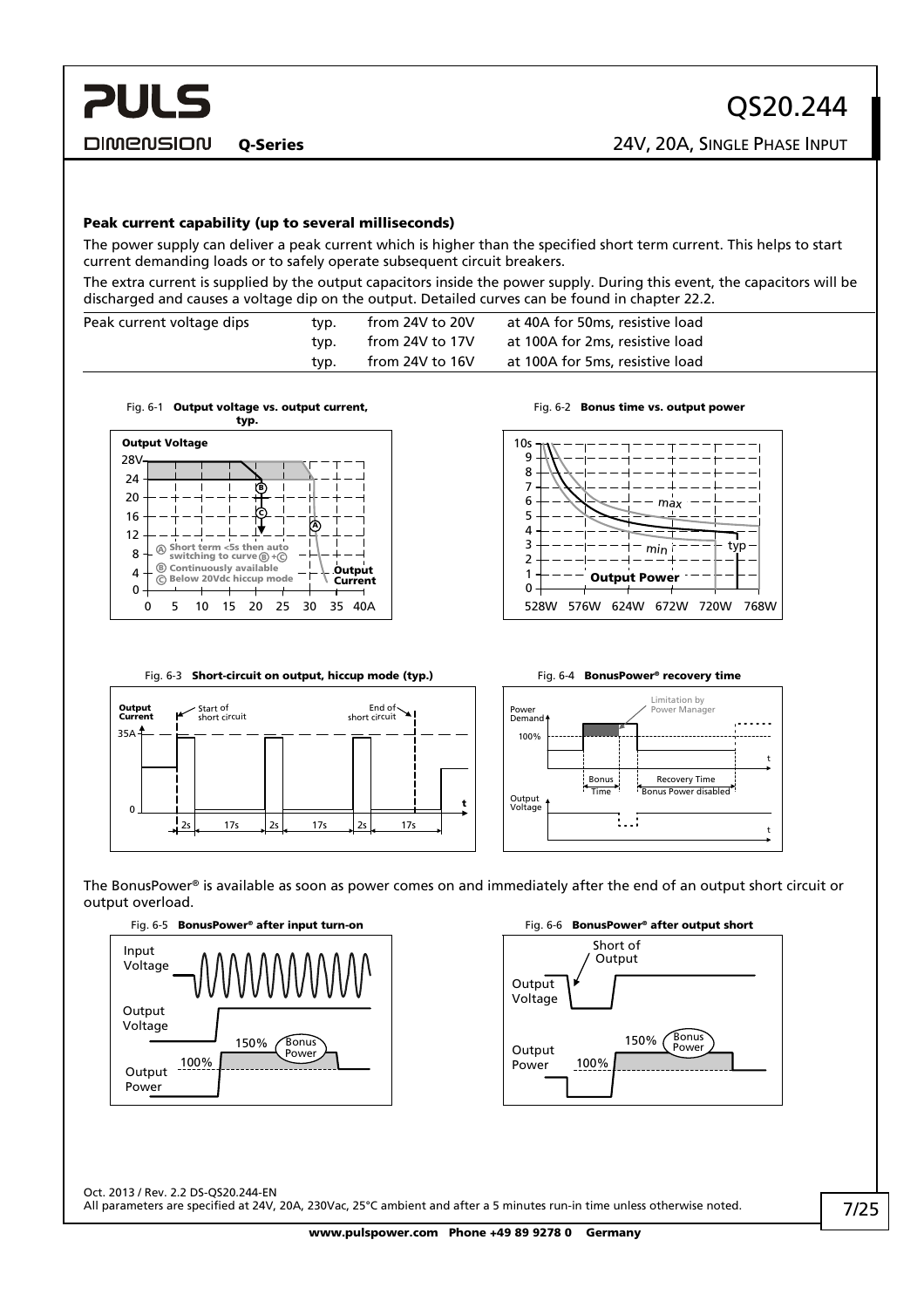### Peak current capability (up to several milliseconds)

The power supply can deliver a peak current which is higher than the specified short term current. This helps to start current demanding loads or to safely operate subsequent circuit breakers.

The extra current is supplied by the output capacitors inside the power supply. During this event, the capacitors will be discharged and causes a voltage dip on the output. Detailed curves can be found in chapter 22.2.

| | | | |
|---|---|---|---|
| Peak current voltage dips | typ. | from 24V to 20V | at 40A for 50ms, resistive load |
| | typ. | from 24V to 17V | at 100A for 2ms, resistive load |
| | typ. | from 24V to 16V | at 100A for 5ms, resistive load |

Fig. 6-1 **Output voltage vs. output current, typ.**

Fig. 6-2 **Bonus time vs. output power**

Fig. 6-3 **Short-circuit on output, hiccup mode (typ.)**

Fig. 6-4 **BonusPower® recovery time**

The BonusPower® is available as soon as power comes on and immediately after the end of an output short circuit or output overload.

Fig. 6-5 **BonusPower® after input turn-on**

Fig. 6-6 **BonusPower® after output short**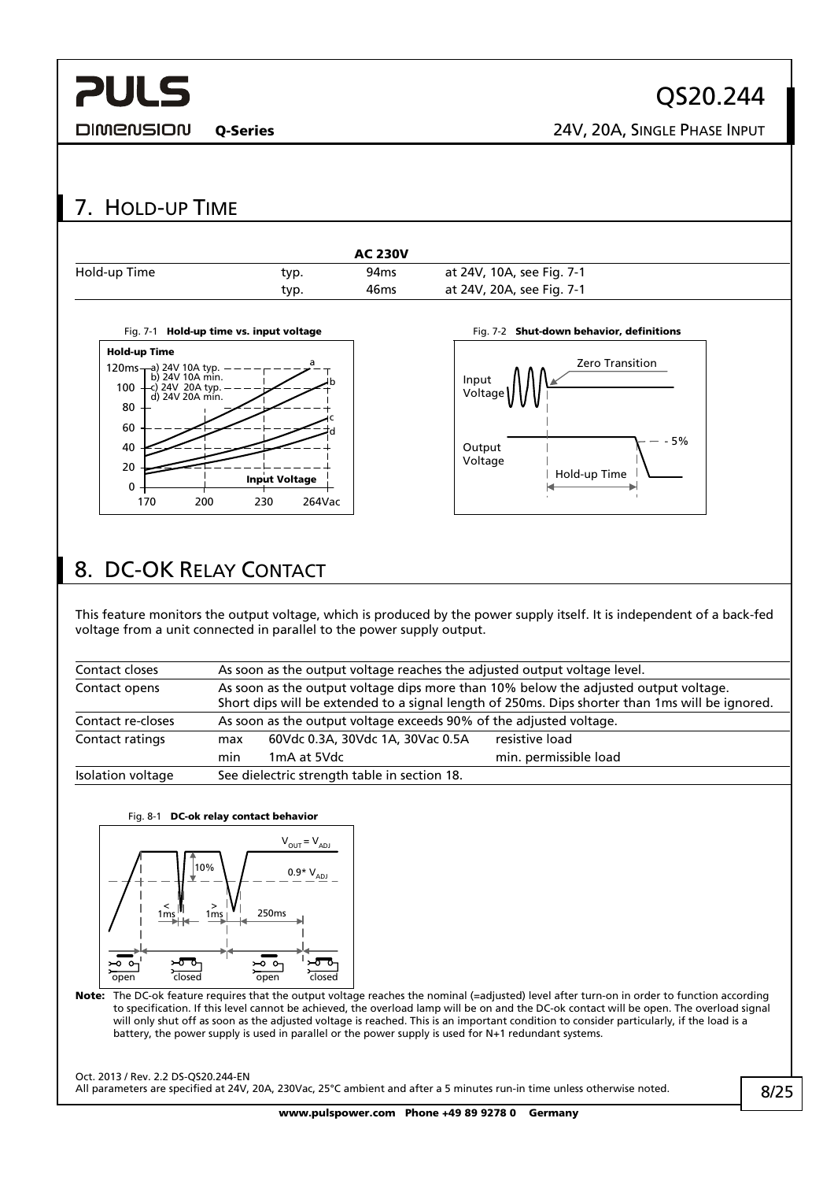## 7. Hold-up Time

| | | AC 230V | |
|---|---|---|---|
| Hold-up Time | typ. | 94ms | at 24V, 10A, see Fig. 7-1 |
| | typ. | 46ms | at 24V, 20A, see Fig. 7-1 |

Fig. 7-1 **Hold-up time vs. input voltage**

Fig. 7-2 **Shut-down behavior, definitions**

## 8. DC-OK Relay Contact

This feature monitors the output voltage, which is produced by the power supply itself. It is independent of a back-fed voltage from a unit connected in parallel to the power supply output.

| | | | |
|---|---|---|---|
| Contact closes | As soon as the output voltage reaches the adjusted output voltage level. | | |
| Contact opens | As soon as the output voltage dips more than 10% below the adjusted output voltage. Short dips will be extended to a signal length of 250ms. Dips shorter than 1ms will be ignored. | | |
| Contact re-closes | As soon as the output voltage exceeds 90% of the adjusted voltage. | | |
| Contact ratings | max | 60Vdc 0.3A, 30Vdc 1A, 30Vac 0.5A | resistive load |
| | min | 1mA at 5Vdc | min. permissible load |
| Isolation voltage | See dielectric strength table in section 18. | | |

Fig. 8-1 **DC-ok relay contact behavior**

**Note:** The DC-ok feature requires that the output voltage reaches the nominal (=adjusted) level after turn-on in order to function according to specification. If this level cannot be achieved, the overload lamp will be on and the DC-ok contact will be open. The overload signal will only shut off as soon as the adjusted voltage is reached. This is an important condition to consider particularly, if the load is a battery, the power supply is used in parallel or the power supply is used for N+1 redundant systems.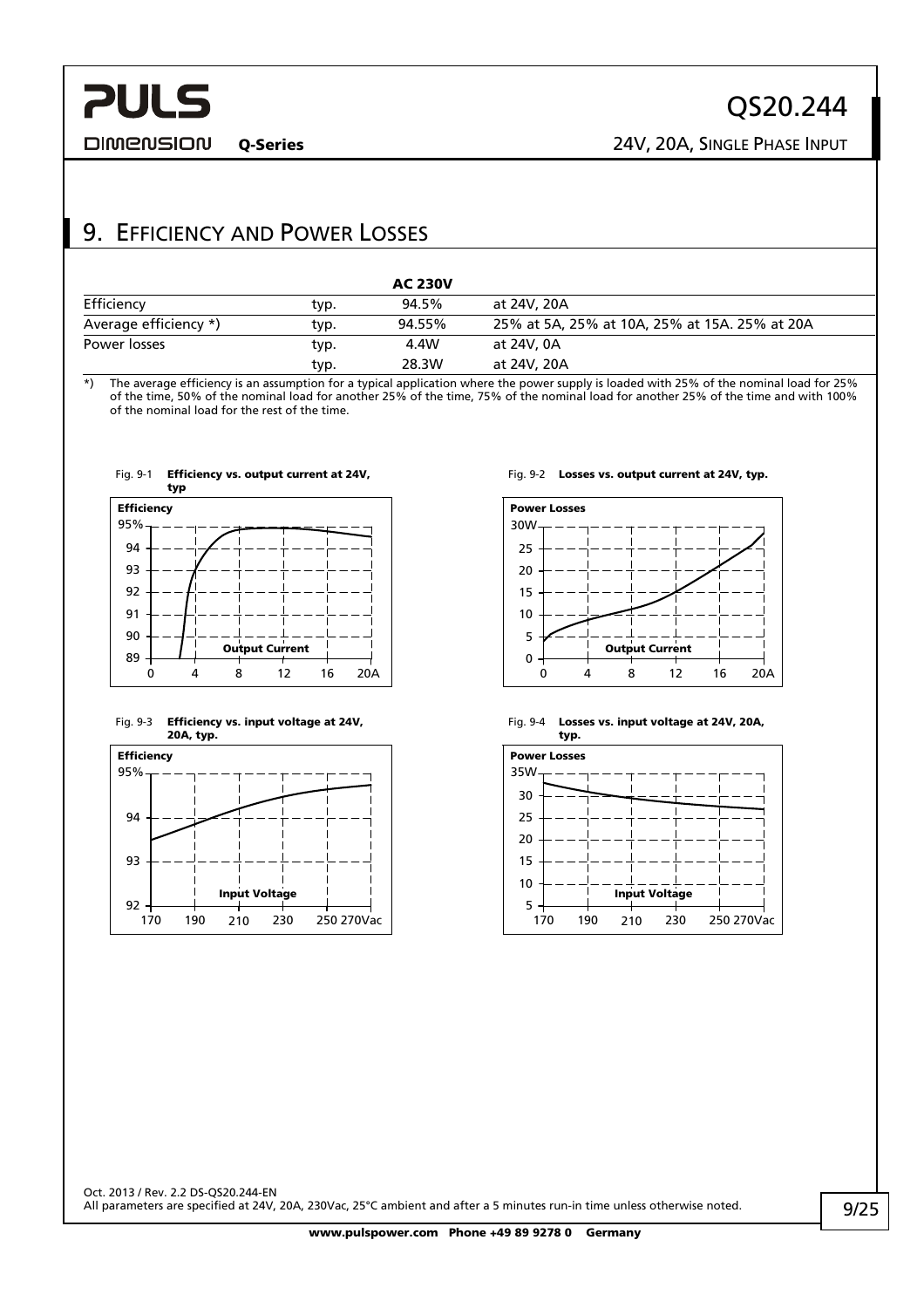## 9. Efficiency and Power Losses

| | | AC 230V | |
|---|---|---|---|
| Efficiency | typ. | 94.5% | at 24V, 20A |
| Average efficiency *) | typ. | 94.55% | 25% at 5A, 25% at 10A, 25% at 15A. 25% at 20A |
| Power losses | typ. | 4.4W | at 24V, 0A |
| | typ. | 28.3W | at 24V, 20A |

*) The average efficiency is an assumption for a typical application where the power supply is loaded with 25% of the nominal load for 25% of the time, 50% of the nominal load for another 25% of the time, 75% of the nominal load for another 25% of the time and with 100% of the nominal load for the rest of the time.

Fig. 9-1 **Efficiency vs. output current at 24V, typ**

Fig. 9-2 **Losses vs. output current at 24V, typ.**

Fig. 9-3 **Efficiency vs. input voltage at 24V, 20A, typ.**

Fig. 9-4 **Losses vs. input voltage at 24V, 20A, typ.**

All parameters are specified at 24V, 20A, 230Vac, 25°C ambient and after a 5 minutes run-in time unless otherwise noted.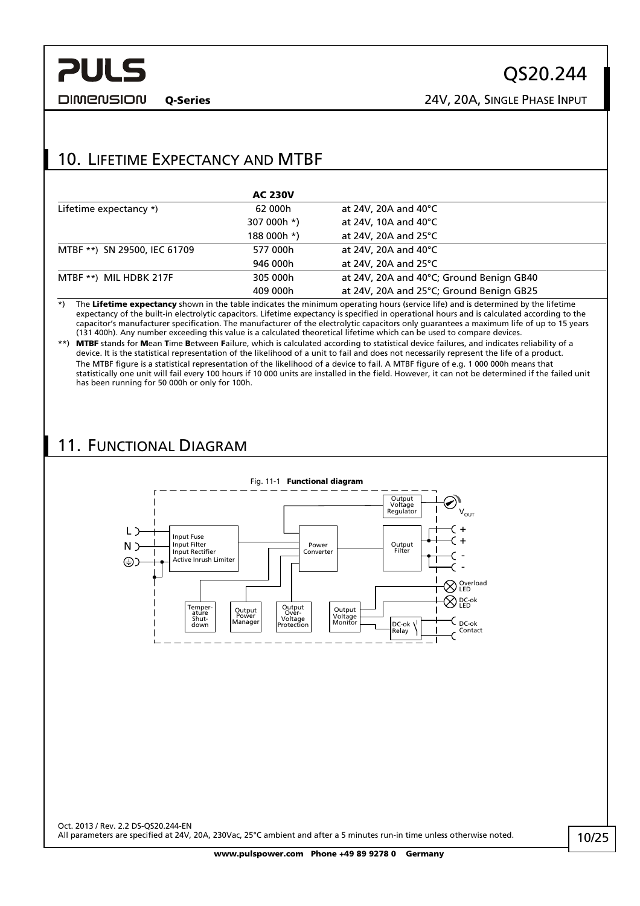## 10. Lifetime Expectancy and MTBF

| | AC 230V | |
|---|---|---|
| Lifetime expectancy *) | 62 000h | at 24V, 20A and 40°C |
| | 307 000h *) | at 24V, 10A and 40°C |
| | 188 000h *) | at 24V, 20A and 25°C |
| MTBF **) SN 29500, IEC 61709 | 577 000h | at 24V, 20A and 40°C |
| | 946 000h | at 24V, 20A and 25°C |
| MTBF **) MIL HDBK 217F | 305 000h | at 24V, 20A and 40°C; Ground Benign GB40 |
| | 409 000h | at 24V, 20A and 25°C; Ground Benign GB25 |

*) The **Lifetime expectancy** shown in the table indicates the minimum operating hours (service life) and is determined by the lifetime expectancy of the built-in electrolytic capacitors. Lifetime expectancy is specified in operational hours and is calculated according to the capacitor's manufacturer specification. The manufacturer of the electrolytic capacitors only guarantees a maximum life of up to 15 years (131 400h). Any number exceeding this value is a calculated theoretical lifetime which can be used to compare devices.

**) **MTBF** stands for **M**ean **T**ime **B**etween **F**ailure, which is calculated according to statistical device failures, and indicates reliability of a device. It is the statistical representation of the likelihood of a unit to fail and does not necessarily represent the life of a product.
The MTBF figure is a statistical representation of the likelihood of a device to fail. A MTBF figure of e.g. 1 000 000h means that statistically one unit will fail every 100 hours if 10 000 units are installed in the field. However, it can not be determined if the failed unit has been running for 50 000h or only for 100h.

## 11. Functional Diagram

Fig. 11-1 **Functional diagram**

Oct. 2013 / Rev. 2.2 DS-QS20.244-EN
All parameters are specified at 24V, 20A, 230Vac, 25°C ambient and after a 5 minutes run-in time unless otherwise noted.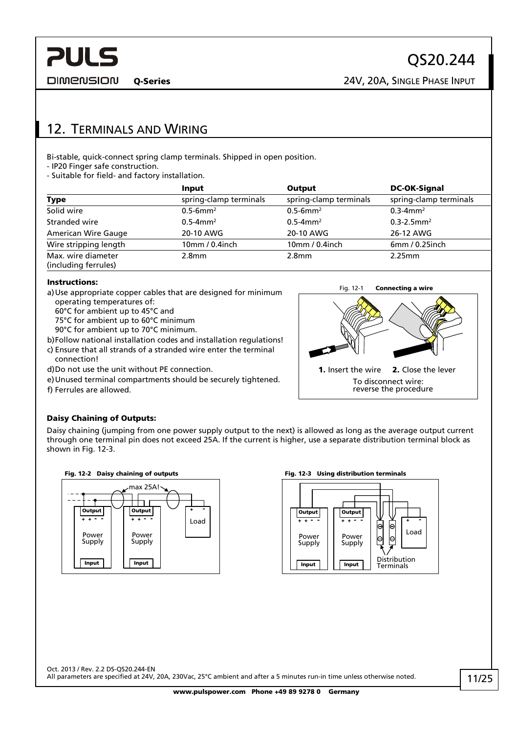## 12. Terminals and Wiring

Bi-stable, quick-connect spring clamp terminals. Shipped in open position.
- IP20 Finger safe construction.
- Suitable for field- and factory installation.

| | Input | Output | DC-OK-Signal |
|---|---|---|---|
| **Type** | spring-clamp terminals | spring-clamp terminals | spring-clamp terminals |
| Solid wire | 0.5-6mm² | 0.5-6mm² | 0.3-4mm² |
| Stranded wire | 0.5-4mm² | 0.5-4mm² | 0.3-2.5mm² |
| American Wire Gauge | 20-10 AWG | 20-10 AWG | 26-12 AWG |
| Wire stripping length | 10mm / 0.4inch | 10mm / 0.4inch | 6mm / 0.25inch |
| Max. wire diameter (including ferrules) | 2.8mm | 2.8mm | 2.25mm |

**Instructions:**

a) Use appropriate copper cables that are designed for minimum operating temperatures of:
60°C for ambient up to 45°C and
75°C for ambient up to 60°C minimum
90°C for ambient up to 70°C minimum.

b) Follow national installation codes and installation regulations!

c) Ensure that all strands of a stranded wire enter the terminal connection!

d) Do not use the unit without PE connection.

e) Unused terminal compartments should be securely tightened.

f) Ferrules are allowed.

Fig. 12-1 **Connecting a wire**

**1.** Insert the wire **2.** Close the lever

To disconnect wire: reverse the procedure

**Daisy Chaining of Outputs:**

Daisy chaining (jumping from one power supply output to the next) is allowed as long as the average output current through one terminal pin does not exceed 25A. If the current is higher, use a separate distribution terminal block as shown in Fig. 12-3.

**Fig. 12-2 Daisy chaining of outputs**

max 25A! — Output + + - - Power Supply Input; Output + + - - Power Supply Input; + - Load

**Fig. 12-3 Using distribution terminals**

Output + + - - Power Supply Input; Output + + - - Power Supply Input; Distribution Terminals; + - Load

Oct. 2013 / Rev. 2.2 DS-QS20.244-EN
All parameters are specified at 24V, 20A, 230Vac, 25°C ambient and after a 5 minutes run-in time unless otherwise noted.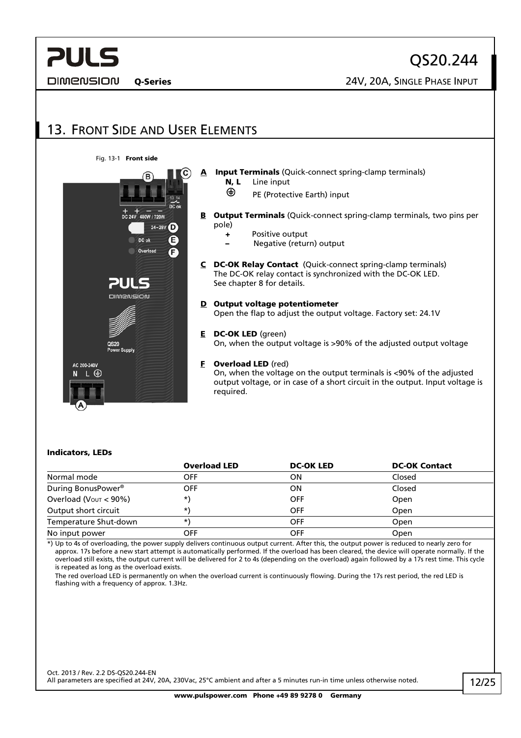## 13. Front Side and User Elements

Fig. 13-1 **Front side**

**A** **Input Terminals** (Quick-connect spring-clamp terminals)
- **N, L** Line input
- ⏚ PE (Protective Earth) input

**B** **Output Terminals** (Quick-connect spring-clamp terminals, two pins per pole)
- **+** Positive output
- **–** Negative (return) output

**C** **DC-OK Relay Contact** (Quick-connect spring-clamp terminals)
The DC-OK relay contact is synchronized with the DC-OK LED.
See chapter 8 for details.

**D** **Output voltage potentiometer**
Open the flap to adjust the output voltage. Factory set: 24.1V

**E** **DC-OK LED** (green)
On, when the output voltage is >90% of the adjusted output voltage

**F** **Overload LED** (red)
On, when the voltage on the output terminals is <90% of the adjusted output voltage, or in case of a short circuit in the output. Input voltage is required.

**Indicators, LEDs**

| | Overload LED | DC-OK LED | DC-OK Contact |
|---|---|---|---|
| Normal mode | OFF | ON | Closed |
| During BonusPower® | OFF | ON | Closed |
| Overload ($V_{OUT}$ < 90%) | *) | OFF | Open |
| Output short circuit | *) | OFF | Open |
| Temperature Shut-down | *) | OFF | Open |
| No input power | OFF | OFF | Open |

*) Up to 4s of overloading, the power supply delivers continuous output current. After this, the output power is reduced to nearly zero for approx. 17s before a new start attempt is automatically performed. If the overload has been cleared, the device will operate normally. If the overload still exists, the output current will be delivered for 2 to 4s (depending on the overload) again followed by a 17s rest time. This cycle is repeated as long as the overload exists.

The red overload LED is permanently on when the overload current is continuously flowing. During the 17s rest period, the red LED is flashing with a frequency of approx. 1.3Hz.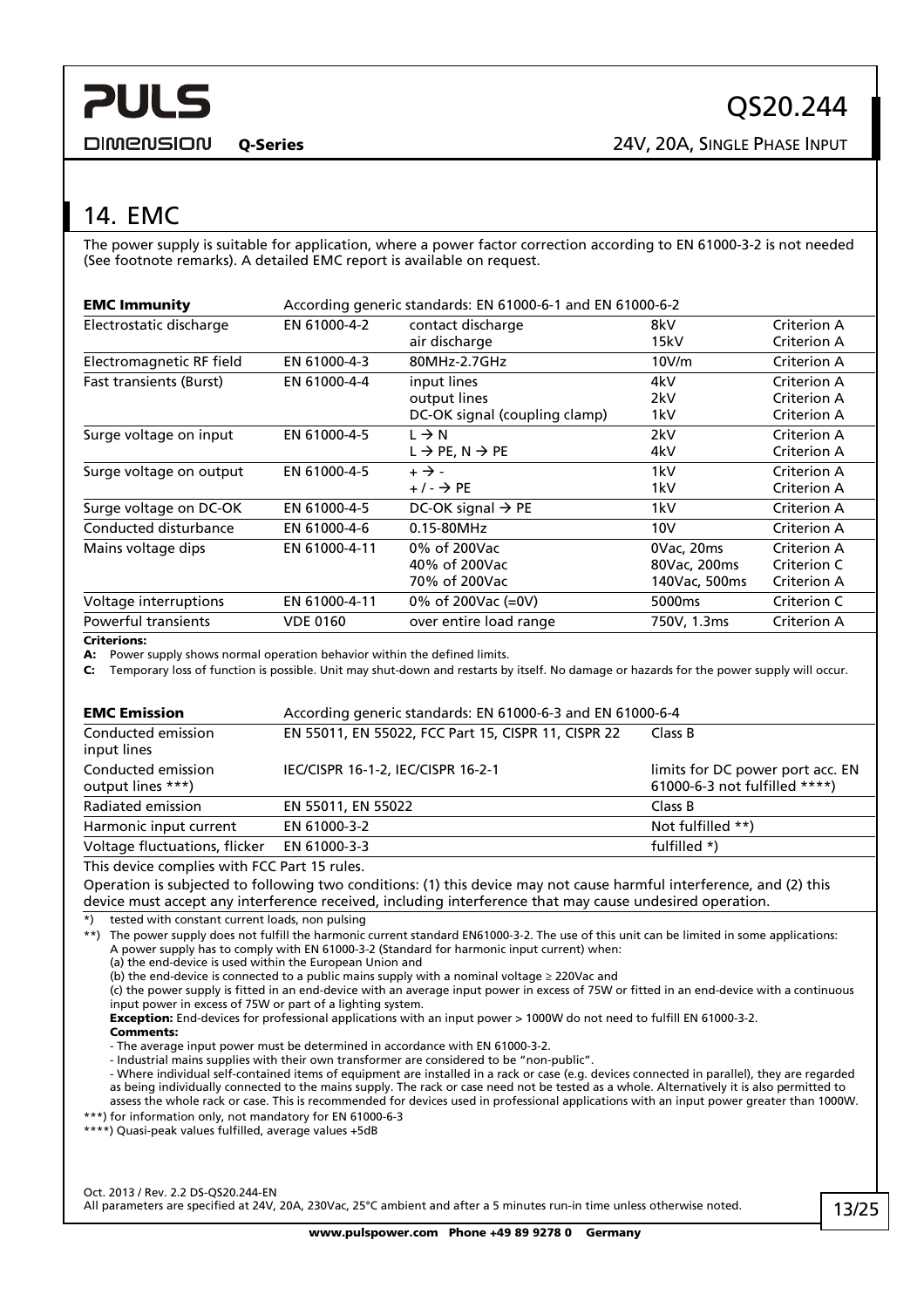## 14. EMC

The power supply is suitable for application, where a power factor correction according to EN 61000-3-2 is not needed (See footnote remarks). A detailed EMC report is available on request.

| **EMC Immunity** | According generic standards: EN 61000-6-1 and EN 61000-6-2 | | | |
|---|---|---|---|---|
| Electrostatic discharge | EN 61000-4-2 | contact discharge<br>air discharge | 8kV<br>15kV | Criterion A<br>Criterion A |
| Electromagnetic RF field | EN 61000-4-3 | 80MHz-2.7GHz | 10V/m | Criterion A |
| Fast transients (Burst) | EN 61000-4-4 | input lines<br>output lines<br>DC-OK signal (coupling clamp) | 4kV<br>2kV<br>1kV | Criterion A<br>Criterion A<br>Criterion A |
| Surge voltage on input | EN 61000-4-5 | L → N<br>L → PE, N → PE | 2kV<br>4kV | Criterion A<br>Criterion A |
| Surge voltage on output | EN 61000-4-5 | + → -<br>+ / - → PE | 1kV<br>1kV | Criterion A<br>Criterion A |
| Surge voltage on DC-OK | EN 61000-4-5 | DC-OK signal → PE | 1kV | Criterion A |
| Conducted disturbance | EN 61000-4-6 | 0.15-80MHz | 10V | Criterion A |
| Mains voltage dips | EN 61000-4-11 | 0% of 200Vac<br>40% of 200Vac<br>70% of 200Vac | 0Vac, 20ms<br>80Vac, 200ms<br>140Vac, 500ms | Criterion A<br>Criterion C<br>Criterion A |
| Voltage interruptions | EN 61000-4-11 | 0% of 200Vac (=0V) | 5000ms | Criterion C |
| Powerful transients | VDE 0160 | over entire load range | 750V, 1.3ms | Criterion A |

**Criterions:**

**A:** Power supply shows normal operation behavior within the defined limits.

**C:** Temporary loss of function is possible. Unit may shut-down and restarts by itself. No damage or hazards for the power supply will occur.

| **EMC Emission** | According generic standards: EN 61000-6-3 and EN 61000-6-4 | |
|---|---|---|
| Conducted emission input lines | EN 55011, EN 55022, FCC Part 15, CISPR 11, CISPR 22 | Class B |
| Conducted emission output lines ***) | IEC/CISPR 16-1-2, IEC/CISPR 16-2-1 | limits for DC power port acc. EN 61000-6-3 not fulfilled ****) |
| Radiated emission | EN 55011, EN 55022 | Class B |
| Harmonic input current | EN 61000-3-2 | Not fulfilled **) |
| Voltage fluctuations, flicker | EN 61000-3-3 | fulfilled *) |

This device complies with FCC Part 15 rules.

Operation is subjected to following two conditions: (1) this device may not cause harmful interference, and (2) this device must accept any interference received, including interference that may cause undesired operation.

*) tested with constant current loads, non pulsing

**) The power supply does not fulfill the harmonic current standard EN61000-3-2. The use of this unit can be limited in some applications:
A power supply has to comply with EN 61000-3-2 (Standard for harmonic input current) when:
(a) the end-device is used within the European Union and
(b) the end-device is connected to a public mains supply with a nominal voltage ≥ 220Vac and
(c) the power supply is fitted in an end-device with an average input power in excess of 75W or fitted in an end-device with a continuous input power in excess of 75W or part of a lighting system.
**Exception:** End-devices for professional applications with an input power > 1000W do not need to fulfill EN 61000-3-2.
**Comments:**
- The average input power must be determined in accordance with EN 61000-3-2.
- Industrial mains supplies with their own transformer are considered to be "non-public".
- Where individual self-contained items of equipment are installed in a rack or case (e.g. devices connected in parallel), they are regarded as being individually connected to the mains supply. The rack or case need not be tested as a whole. Alternatively it is also permitted to assess the whole rack or case. This is recommended for devices used in professional applications with an input power greater than 1000W.

***) for information only, not mandatory for EN 61000-6-3

****) Quasi-peak values fulfilled, average values +5dB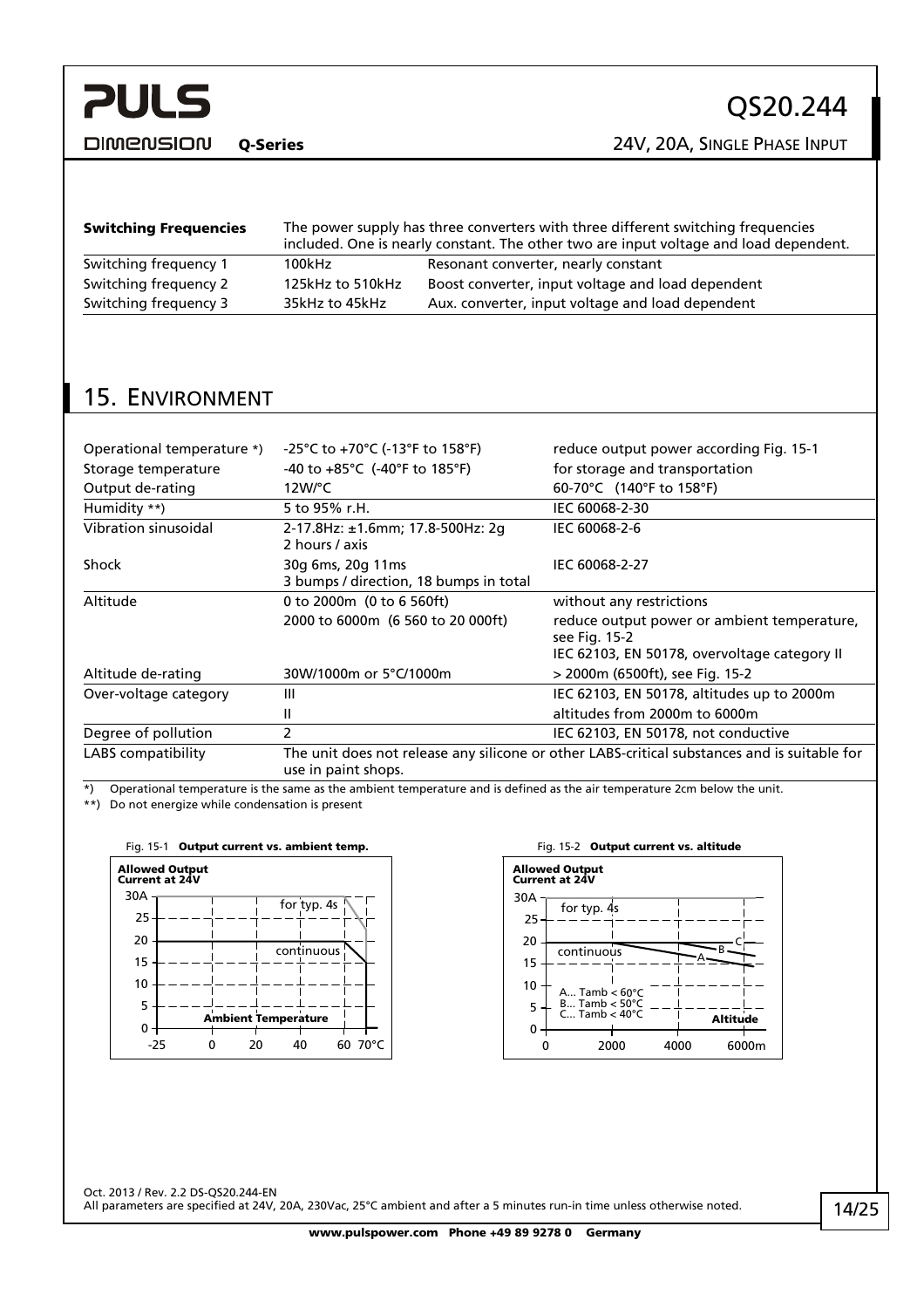| **Switching Frequencies** | The power supply has three converters with three different switching frequencies included. One is nearly constant. The other two are input voltage and load dependent. | |
|---|---|---|
| Switching frequency 1 | 100kHz | Resonant converter, nearly constant |
| Switching frequency 2 | 125kHz to 510kHz | Boost converter, input voltage and load dependent |
| Switching frequency 3 | 35kHz to 45kHz | Aux. converter, input voltage and load dependent |

## 15. Environment

| | | |
|---|---|---|
| Operational temperature *) | -25°C to +70°C (-13°F to 158°F) | reduce output power according Fig. 15-1 |
| Storage temperature | -40 to +85°C (-40°F to 185°F) | for storage and transportation |
| Output de-rating | 12W/°C | 60-70°C (140°F to 158°F) |
| Humidity **) | 5 to 95% r.H. | IEC 60068-2-30 |
| Vibration sinusoidal | 2-17.8Hz: ±1.6mm; 17.8-500Hz: 2g<br>2 hours / axis | IEC 60068-2-6 |
| Shock | 30g 6ms, 20g 11ms<br>3 bumps / direction, 18 bumps in total | IEC 60068-2-27 |
| Altitude | 0 to 2000m (0 to 6 560ft) | without any restrictions |
| | 2000 to 6000m (6 560 to 20 000ft) | reduce output power or ambient temperature, see Fig. 15-2<br>IEC 62103, EN 50178, overvoltage category II |
| Altitude de-rating | 30W/1000m or 5°C/1000m | > 2000m (6500ft), see Fig. 15-2 |
| Over-voltage category | III | IEC 62103, EN 50178, altitudes up to 2000m |
| | II | altitudes from 2000m to 6000m |
| Degree of pollution | 2 | IEC 62103, EN 50178, not conductive |
| LABS compatibility | The unit does not release any silicone or other LABS-critical substances and is suitable for use in paint shops. | |

*) Operational temperature is the same as the ambient temperature and is defined as the air temperature 2cm below the unit.

**) Do not energize while condensation is present

Fig. 15-1 **Output current vs. ambient temp.**

Fig. 15-2 **Output current vs. altitude**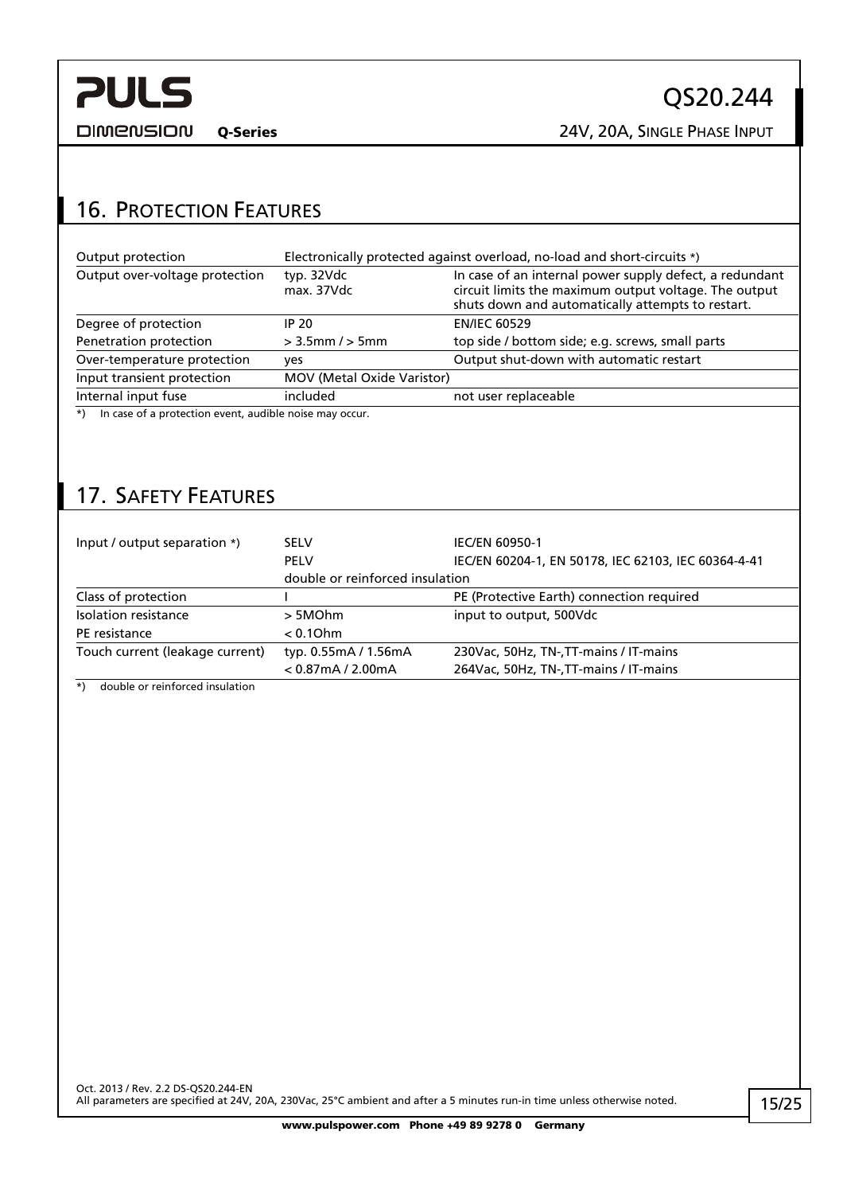## 16. Protection Features

| | | |
|---|---|---|
| Output protection | Electronically protected against overload, no-load and short-circuits *) | |
| Output over-voltage protection | typ. 32Vdc<br>max. 37Vdc | In case of an internal power supply defect, a redundant circuit limits the maximum output voltage. The output shuts down and automatically attempts to restart. |
| Degree of protection | IP 20 | EN/IEC 60529 |
| Penetration protection | > 3.5mm / > 5mm | top side / bottom side; e.g. screws, small parts |
| Over-temperature protection | yes | Output shut-down with automatic restart |
| Input transient protection | MOV (Metal Oxide Varistor) | |
| Internal input fuse | included | not user replaceable |

*) In case of a protection event, audible noise may occur.

## 17. Safety Features

| | | |
|---|---|---|
| Input / output separation *) | SELV | IEC/EN 60950-1 |
| | PELV | IEC/EN 60204-1, EN 50178, IEC 62103, IEC 60364-4-41 |
| | double or reinforced insulation | |
| Class of protection | I | PE (Protective Earth) connection required |
| Isolation resistance | > 5MOhm | input to output, 500Vdc |
| PE resistance | < 0.1Ohm | |
| Touch current (leakage current) | typ. 0.55mA / 1.56mA | 230Vac, 50Hz, TN-,TT-mains / IT-mains |
| | < 0.87mA / 2.00mA | 264Vac, 50Hz, TN-,TT-mains / IT-mains |

*) double or reinforced insulation

Oct. 2013 / Rev. 2.2 DS-QS20.244-EN
All parameters are specified at 24V, 20A, 230Vac, 25°C ambient and after a 5 minutes run-in time unless otherwise noted.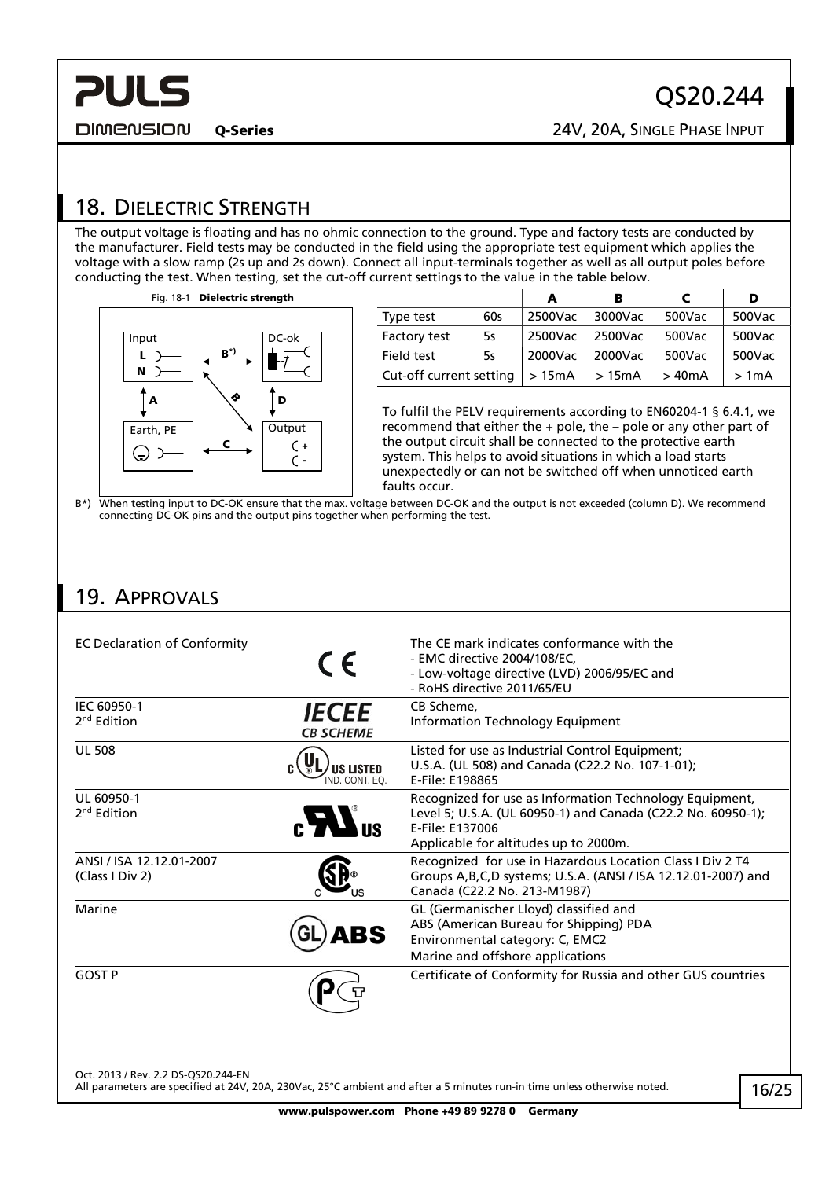## 18. Dielectric Strength

The output voltage is floating and has no ohmic connection to the ground. Type and factory tests are conducted by the manufacturer. Field tests may be conducted in the field using the appropriate test equipment which applies the voltage with a slow ramp (2s up and 2s down). Connect all input-terminals together as well as all output poles before conducting the test. When testing, set the cut-off current settings to the value in the table below.

Fig. 18-1 **Dielectric strength**

| | | A | B | C | D |
|---|---|---|---|---|---|
| Type test | 60s | 2500Vac | 3000Vac | 500Vac | 500Vac |
| Factory test | 5s | 2500Vac | 2500Vac | 500Vac | 500Vac |
| Field test | 5s | 2000Vac | 2000Vac | 500Vac | 500Vac |
| Cut-off current setting | | > 15mA | > 15mA | > 40mA | > 1mA |

To fulfil the PELV requirements according to EN60204-1 § 6.4.1, we recommend that either the + pole, the – pole or any other part of the output circuit shall be connected to the protective earth system. This helps to avoid situations in which a load starts unexpectedly or can not be switched off when unnoticed earth faults occur.

B*) When testing input to DC-OK ensure that the max. voltage between DC-OK and the output is not exceeded (column D). We recommend connecting DC-OK pins and the output pins together when performing the test.

## 19. Approvals

| | | |
|---|---|---|
| EC Declaration of Conformity | CE | The CE mark indicates conformance with the<br>- EMC directive 2004/108/EC,<br>- Low-voltage directive (LVD) 2006/95/EC and<br>- RoHS directive 2011/65/EU |
| IEC 60950-1<br>2nd Edition | IECEE CB SCHEME | CB Scheme,<br>Information Technology Equipment |
| UL 508 | c UL US LISTED IND. CONT. EQ. | Listed for use as Industrial Control Equipment;<br>U.S.A. (UL 508) and Canada (C22.2 No. 107-1-01);<br>E-File: E198865 |
| UL 60950-1<br>2nd Edition | c RU US | Recognized for use as Information Technology Equipment, Level 5; U.S.A. (UL 60950-1) and Canada (C22.2 No. 60950-1);<br>E-File: E137006<br>Applicable for altitudes up to 2000m. |
| ANSI / ISA 12.12.01-2007<br>(Class I Div 2) | CSA C US | Recognized for use in Hazardous Location Class I Div 2 T4 Groups A,B,C,D systems; U.S.A. (ANSI / ISA 12.12.01-2007) and Canada (C22.2 No. 213-M1987) |
| Marine | GL ABS | GL (Germanischer Lloyd) classified and<br>ABS (American Bureau for Shipping) PDA<br>Environmental category: C, EMC2<br>Marine and offshore applications |
| GOST P | PCT | Certificate of Conformity for Russia and other GUS countries |

Oct. 2013 / Rev. 2.2 DS-QS20.244-EN
All parameters are specified at 24V, 20A, 230Vac, 25°C ambient and after a 5 minutes run-in time unless otherwise noted.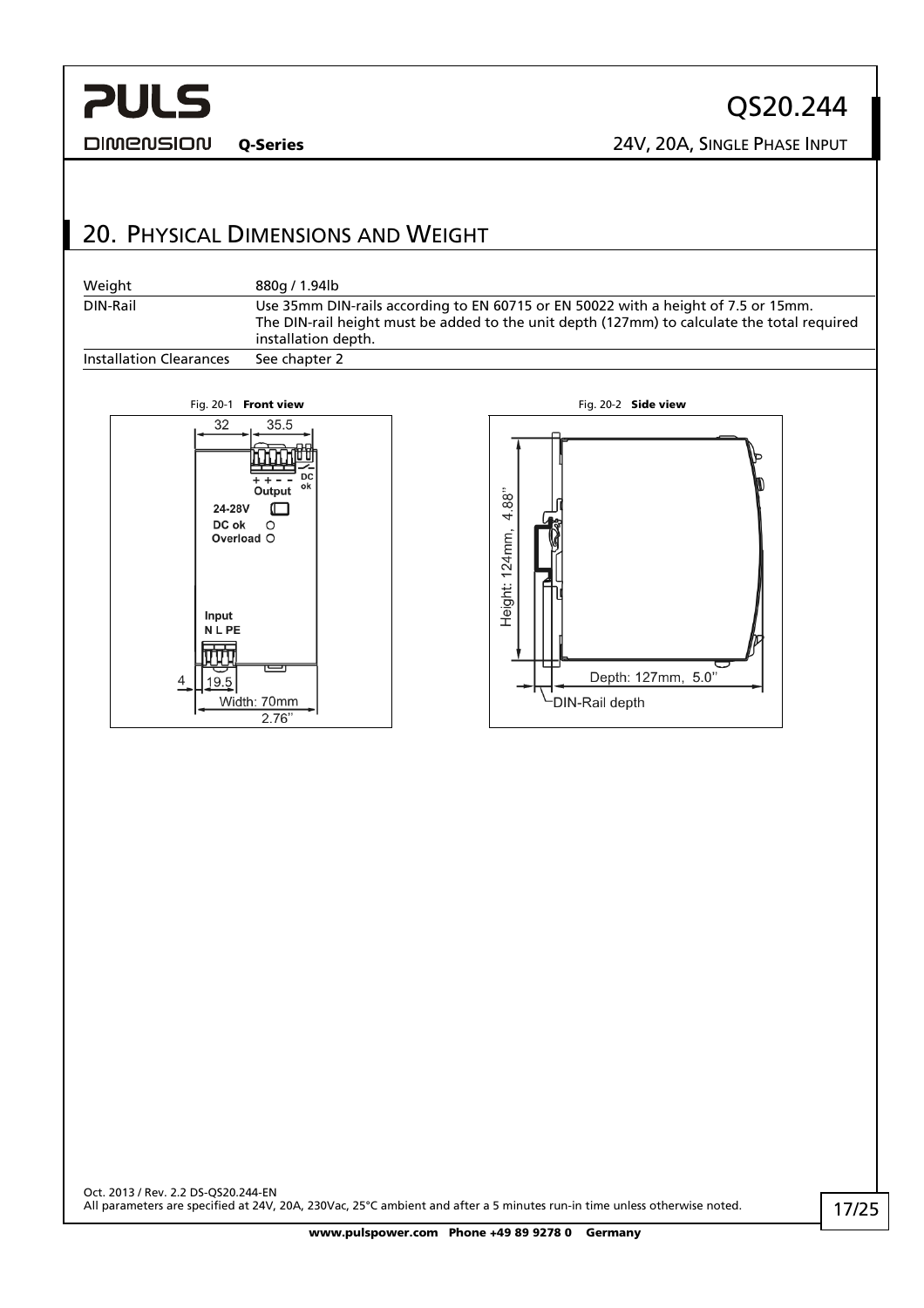## 20. Physical Dimensions and Weight

| | |
|---|---|
| Weight | 880g / 1.94lb |
| DIN-Rail | Use 35mm DIN-rails according to EN 60715 or EN 50022 with a height of 7.5 or 15mm. The DIN-rail height must be added to the unit depth (127mm) to calculate the total required installation depth. |
| Installation Clearances | See chapter 2 |

Fig. 20-1 **Front view**

Fig. 20-2 **Side view**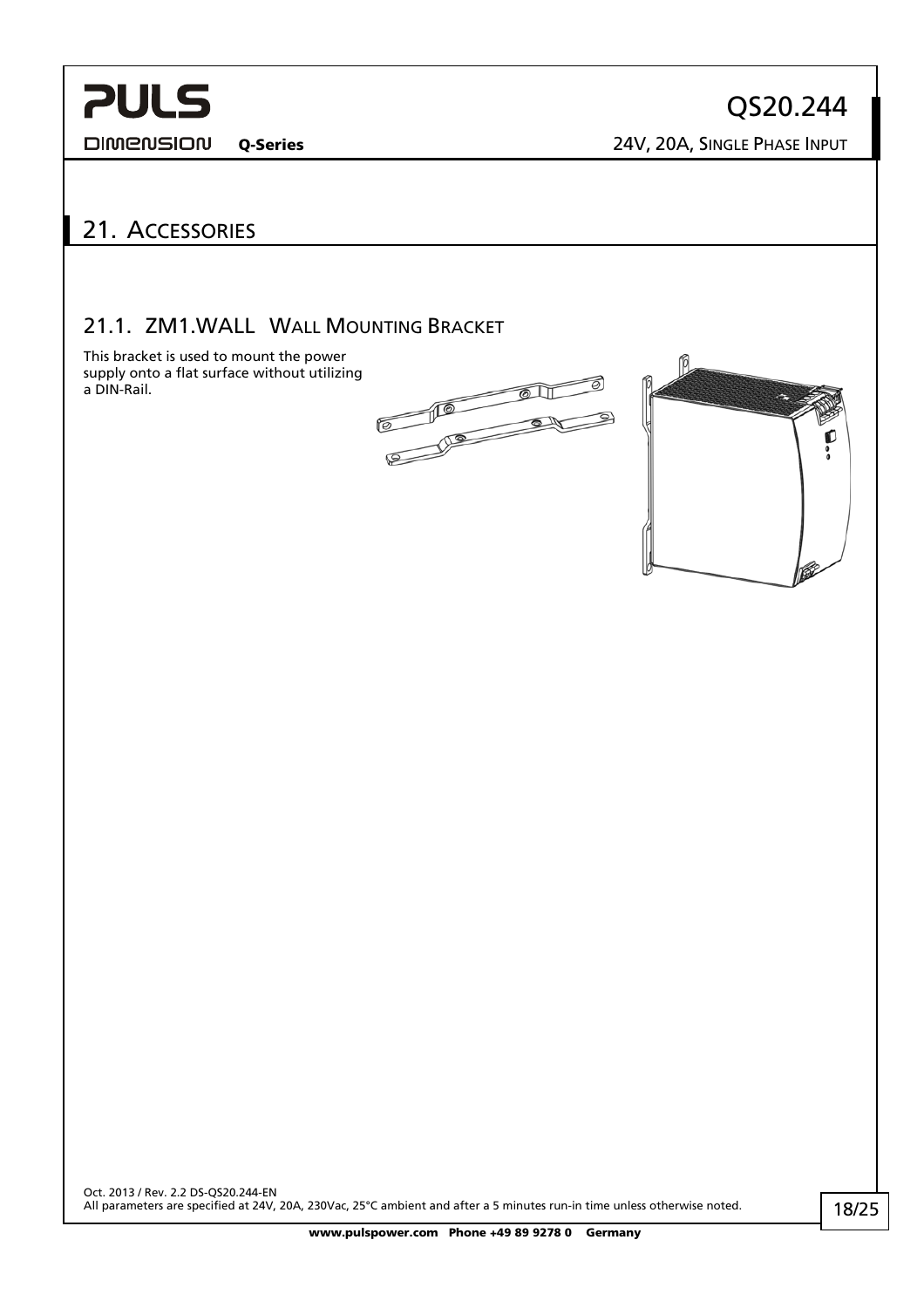## 21. Accessories

### 21.1. ZM1.WALL Wall Mounting Bracket

This bracket is used to mount the power supply onto a flat surface without utilizing a DIN-Rail.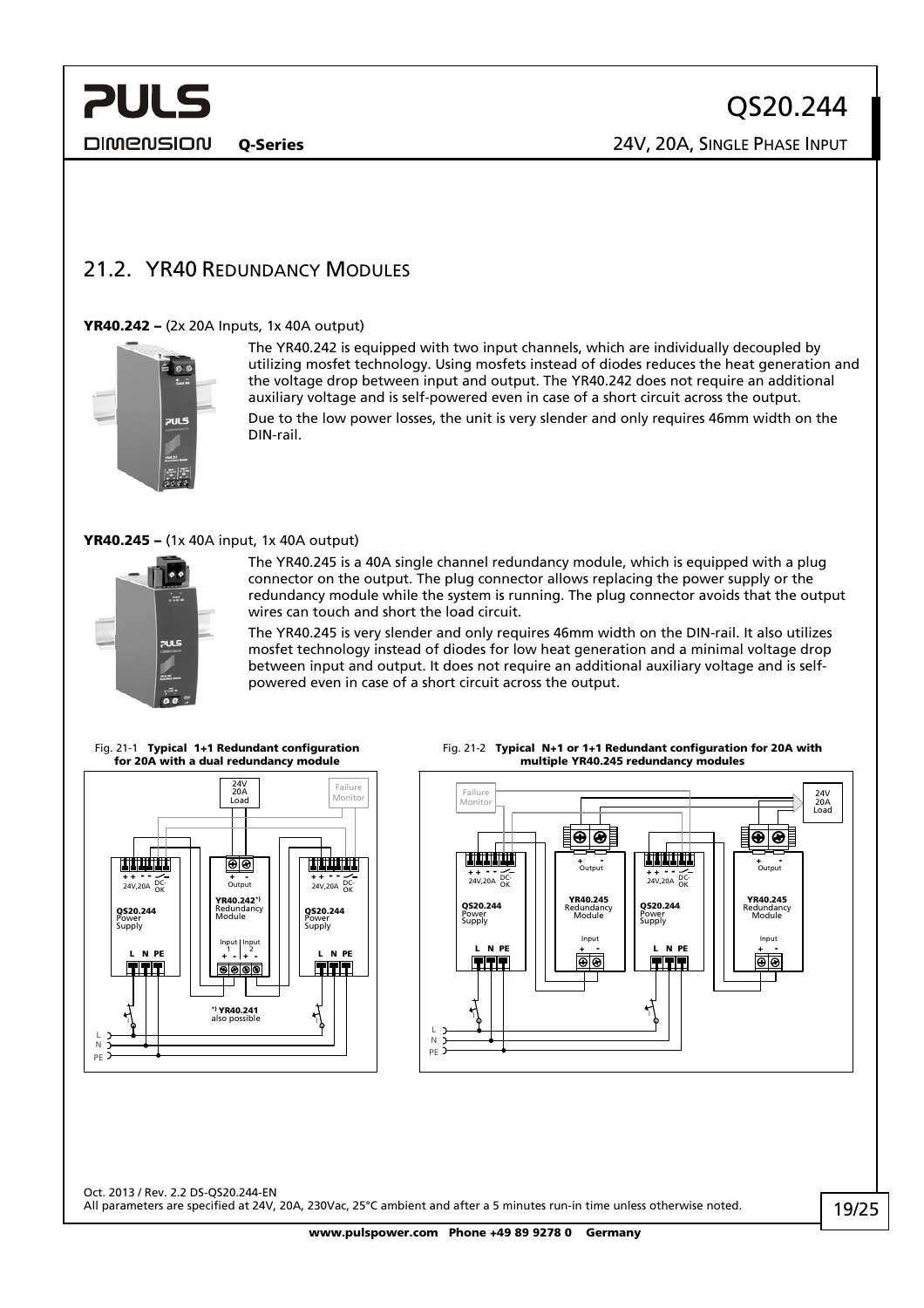## 21.2. YR40 Redundancy Modules

**YR40.242 –** (2x 20A Inputs, 1x 40A output)

The YR40.242 is equipped with two input channels, which are individually decoupled by utilizing mosfet technology. Using mosfets instead of diodes reduces the heat generation and the voltage drop between input and output. The YR40.242 does not require an additional auxiliary voltage and is self-powered even in case of a short circuit across the output.

Due to the low power losses, the unit is very slender and only requires 46mm width on the DIN-rail.

**YR40.245 –** (1x 40A input, 1x 40A output)

The YR40.245 is a 40A single channel redundancy module, which is equipped with a plug connector on the output. The plug connector allows replacing the power supply or the redundancy module while the system is running. The plug connector avoids that the output wires can touch and short the load circuit.

The YR40.245 is very slender and only requires 46mm width on the DIN-rail. It also utilizes mosfet technology instead of diodes for low heat generation and a minimal voltage drop between input and output. It does not require an additional auxiliary voltage and is self-powered even in case of a short circuit across the output.

Fig. 21-1 **Typical 1+1 Redundant configuration for 20A with a dual redundancy module**

Fig. 21-2 **Typical N+1 or 1+1 Redundant configuration for 20A with multiple YR40.245 redundancy modules**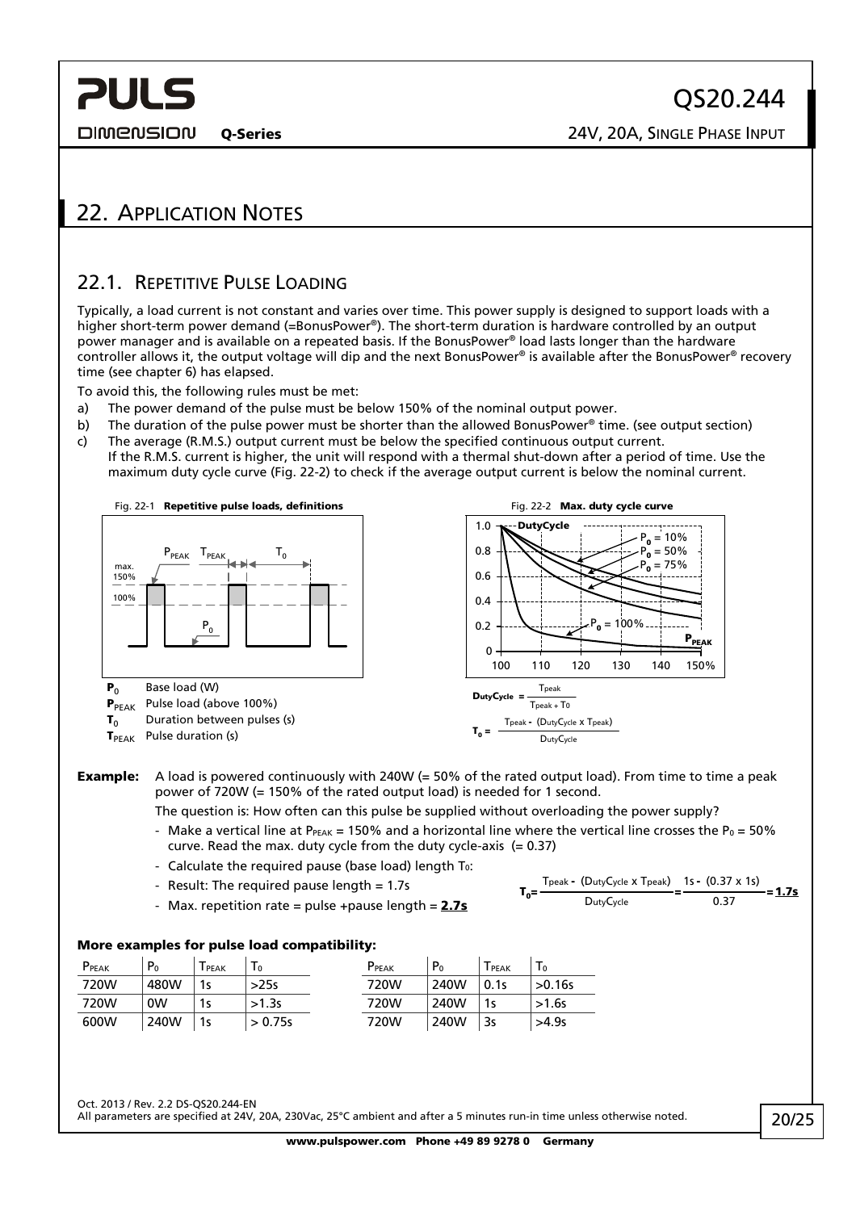## 22. Application Notes

### 22.1. Repetitive Pulse Loading

Typically, a load current is not constant and varies over time. This power supply is designed to support loads with a higher short-term power demand (=BonusPower®). The short-term duration is hardware controlled by an output power manager and is available on a repeated basis. If the BonusPower® load lasts longer than the hardware controller allows it, the output voltage will dip and the next BonusPower® is available after the BonusPower® recovery time (see chapter 6) has elapsed.

To avoid this, the following rules must be met:

a) The power demand of the pulse must be below 150% of the nominal output power.
b) The duration of the pulse power must be shorter than the allowed BonusPower® time. (see output section)
c) The average (R.M.S.) output current must be below the specified continuous output current.
If the R.M.S. current is higher, the unit will respond with a thermal shut-down after a period of time. Use the maximum duty cycle curve (Fig. 22-2) to check if the average output current is below the nominal current.

Fig. 22-1 **Repetitive pulse loads, definitions**

- $P_0$ Base load (W)
- $P_{PEAK}$ Pulse load (above 100%)
- $T_0$ Duration between pulses (s)
- $T_{PEAK}$ Pulse duration (s)

Fig. 22-2 **Max. duty cycle curve**

$$\text{DutyCycle} = \frac{T_{peak}}{T_{peak} + T_0}$$

$$T_0 = \frac{T_{peak} - (\text{DutyCycle} \times T_{peak})}{\text{DutyCycle}}$$

**Example:** A load is powered continuously with 240W (= 50% of the rated output load). From time to time a peak power of 720W (= 150% of the rated output load) is needed for 1 second.

The question is: How often can this pulse be supplied without overloading the power supply?

- Make a vertical line at $P_{PEAK}$ = 150% and a horizontal line where the vertical line crosses the $P_0$ = 50% curve. Read the max. duty cycle from the duty cycle-axis (= 0.37)
- Calculate the required pause (base load) length $T_0$:
- Result: The required pause length = 1.7s
- Max. repetition rate = pulse +pause length = **2.7s**

$$T_0 = \frac{T_{peak} - (\text{DutyCycle} \times T_{peak})}{\text{DutyCycle}} = \frac{1s - (0.37 \times 1s)}{0.37} = \mathbf{1.7s}$$

**More examples for pulse load compatibility:**

| $P_{PEAK}$ | $P_0$ | $T_{PEAK}$ | $T_0$ |
|---|---|---|---|
| 720W | 480W | 1s | >25s |
| 720W | 0W | 1s | >1.3s |
| 600W | 240W | 1s | > 0.75s |
| 720W | 240W | 0.1s | >0.16s |
| 720W | 240W | 1s | >1.6s |
| 720W | 240W | 3s | >4.9s |

Oct. 2013 / Rev. 2.2 DS-QS20.244-EN
All parameters are specified at 24V, 20A, 230Vac, 25°C ambient and after a 5 minutes run-in time unless otherwise noted.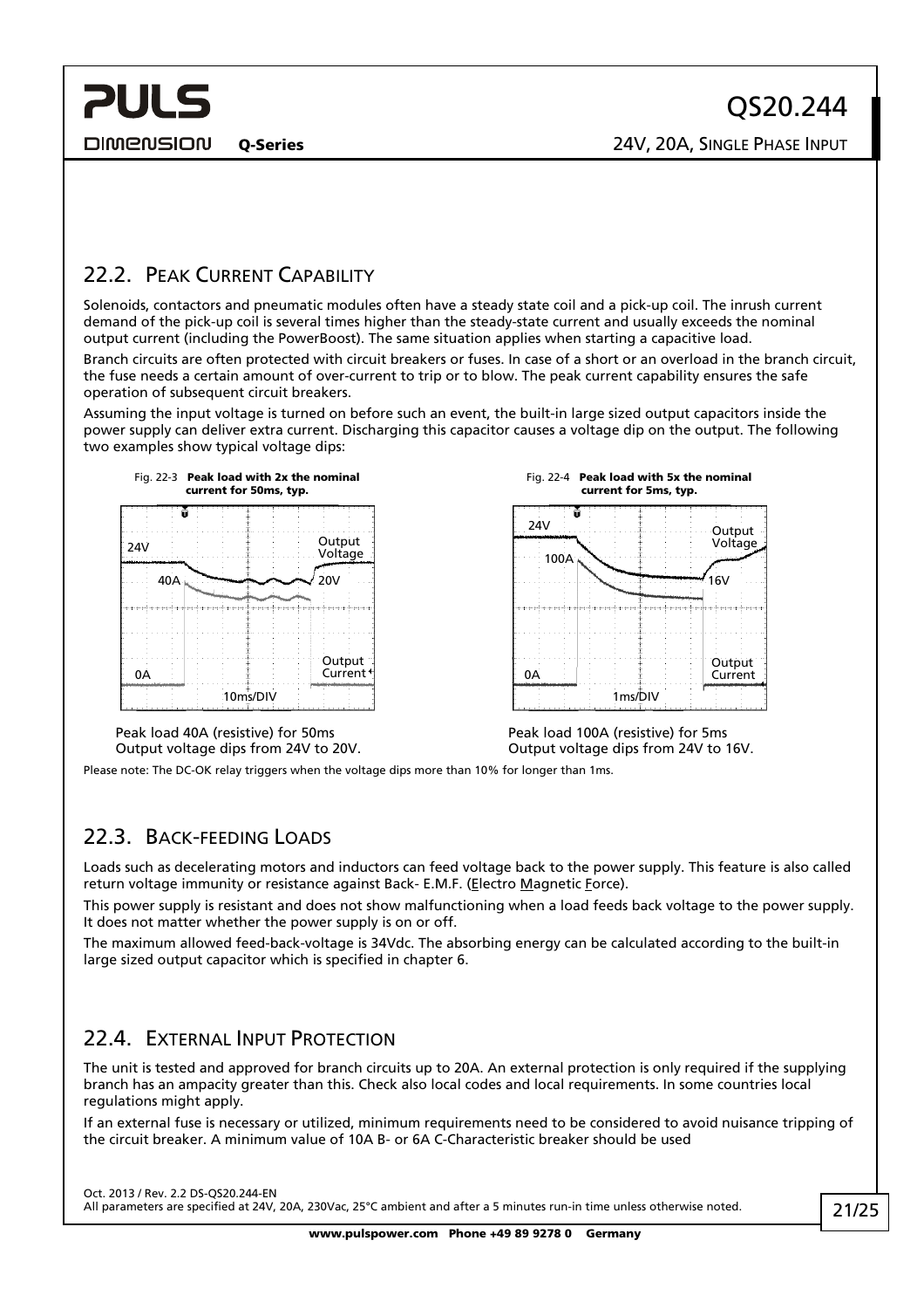## 22.2. PEAK CURRENT CAPABILITY

Solenoids, contactors and pneumatic modules often have a steady state coil and a pick-up coil. The inrush current demand of the pick-up coil is several times higher than the steady-state current and usually exceeds the nominal output current (including the PowerBoost). The same situation applies when starting a capacitive load.

Branch circuits are often protected with circuit breakers or fuses. In case of a short or an overload in the branch circuit, the fuse needs a certain amount of over-current to trip or to blow. The peak current capability ensures the safe operation of subsequent circuit breakers.

Assuming the input voltage is turned on before such an event, the built-in large sized output capacitors inside the power supply can deliver extra current. Discharging this capacitor causes a voltage dip on the output. The following two examples show typical voltage dips:

Fig. 22-3 **Peak load with 2x the nominal current for 50ms, typ.**

Peak load 40A (resistive) for 50ms
Output voltage dips from 24V to 20V.

Fig. 22-4 **Peak load with 5x the nominal current for 5ms, typ.**

Peak load 100A (resistive) for 5ms
Output voltage dips from 24V to 16V.

Please note: The DC-OK relay triggers when the voltage dips more than 10% for longer than 1ms.

## 22.3. BACK-FEEDING LOADS

Loads such as decelerating motors and inductors can feed voltage back to the power supply. This feature is also called return voltage immunity or resistance against Back- E.M.F. (Electro Magnetic Force).

This power supply is resistant and does not show malfunctioning when a load feeds back voltage to the power supply. It does not matter whether the power supply is on or off.

The maximum allowed feed-back-voltage is 34Vdc. The absorbing energy can be calculated according to the built-in large sized output capacitor which is specified in chapter 6.

## 22.4. EXTERNAL INPUT PROTECTION

The unit is tested and approved for branch circuits up to 20A. An external protection is only required if the supplying branch has an ampacity greater than this. Check also local codes and local requirements. In some countries local regulations might apply.

If an external fuse is necessary or utilized, minimum requirements need to be considered to avoid nuisance tripping of the circuit breaker. A minimum value of 10A B- or 6A C-Characteristic breaker should be used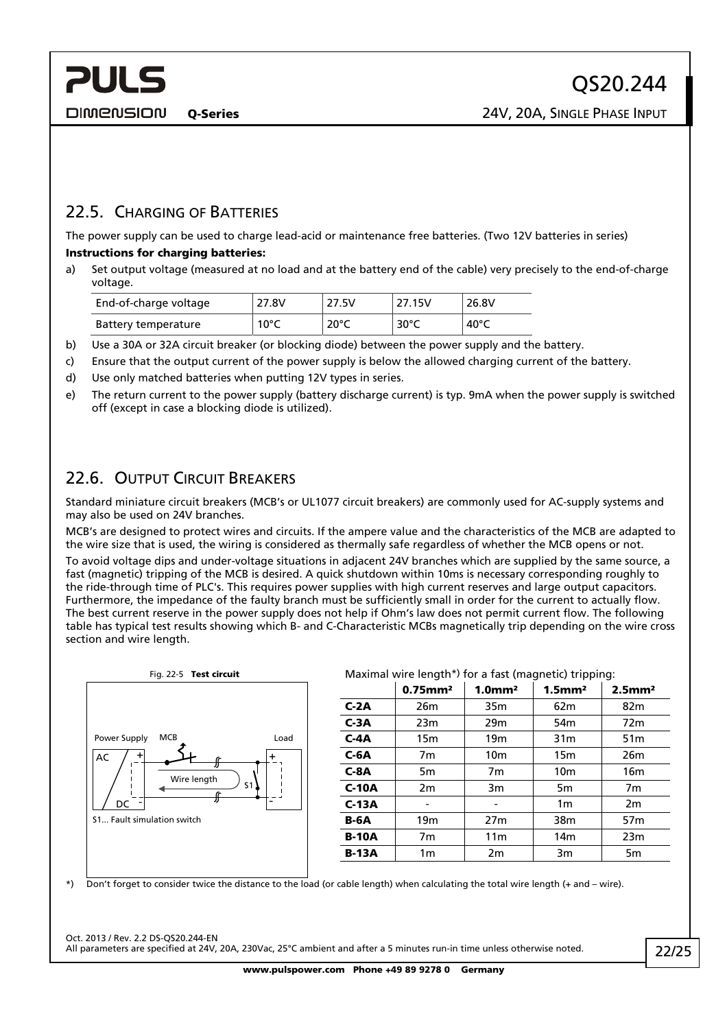## 22.5. Charging of Batteries

The power supply can be used to charge lead-acid or maintenance free batteries. (Two 12V batteries in series)

**Instructions for charging batteries:**

a) Set output voltage (measured at no load and at the battery end of the cable) very precisely to the end-of-charge voltage.

| End-of-charge voltage | 27.8V | 27.5V | 27.15V | 26.8V |
|---|---|---|---|---|
| Battery temperature | 10°C | 20°C | 30°C | 40°C |

b) Use a 30A or 32A circuit breaker (or blocking diode) between the power supply and the battery.

c) Ensure that the output current of the power supply is below the allowed charging current of the battery.

d) Use only matched batteries when putting 12V types in series.

e) The return current to the power supply (battery discharge current) is typ. 9mA when the power supply is switched off (except in case a blocking diode is utilized).

## 22.6. Output Circuit Breakers

Standard miniature circuit breakers (MCB's or UL1077 circuit breakers) are commonly used for AC-supply systems and may also be used on 24V branches.

MCB's are designed to protect wires and circuits. If the ampere value and the characteristics of the MCB are adapted to the wire size that is used, the wiring is considered as thermally safe regardless of whether the MCB opens or not.

To avoid voltage dips and under-voltage situations in adjacent 24V branches which are supplied by the same source, a fast (magnetic) tripping of the MCB is desired. A quick shutdown within 10ms is necessary corresponding roughly to the ride-through time of PLC's. This requires power supplies with high current reserves and large output capacitors. Furthermore, the impedance of the faulty branch must be sufficiently small in order for the current to actually flow. The best current reserve in the power supply does not help if Ohm's law does not permit current flow. The following table has typical test results showing which B- and C-Characteristic MCBs magnetically trip depending on the wire cross section and wire length.

Fig. 22-5 **Test circuit**

Power Supply, MCB, Load, AC, DC, Wire length, S1

S1... Fault simulation switch

Maximal wire length*) for a fast (magnetic) tripping:

| | 0.75mm² | 1.0mm² | 1.5mm² | 2.5mm² |
|---|---|---|---|---|
| **C-2A** | 26m | 35m | 62m | 82m |
| **C-3A** | 23m | 29m | 54m | 72m |
| **C-4A** | 15m | 19m | 31m | 51m |
| **C-6A** | 7m | 10m | 15m | 26m |
| **C-8A** | 5m | 7m | 10m | 16m |
| **C-10A** | 2m | 3m | 5m | 7m |
| **C-13A** | - | - | 1m | 2m |
| **B-6A** | 19m | 27m | 38m | 57m |
| **B-10A** | 7m | 11m | 14m | 23m |
| **B-13A** | 1m | 2m | 3m | 5m |

*) Don't forget to consider twice the distance to the load (or cable length) when calculating the total wire length (+ and – wire).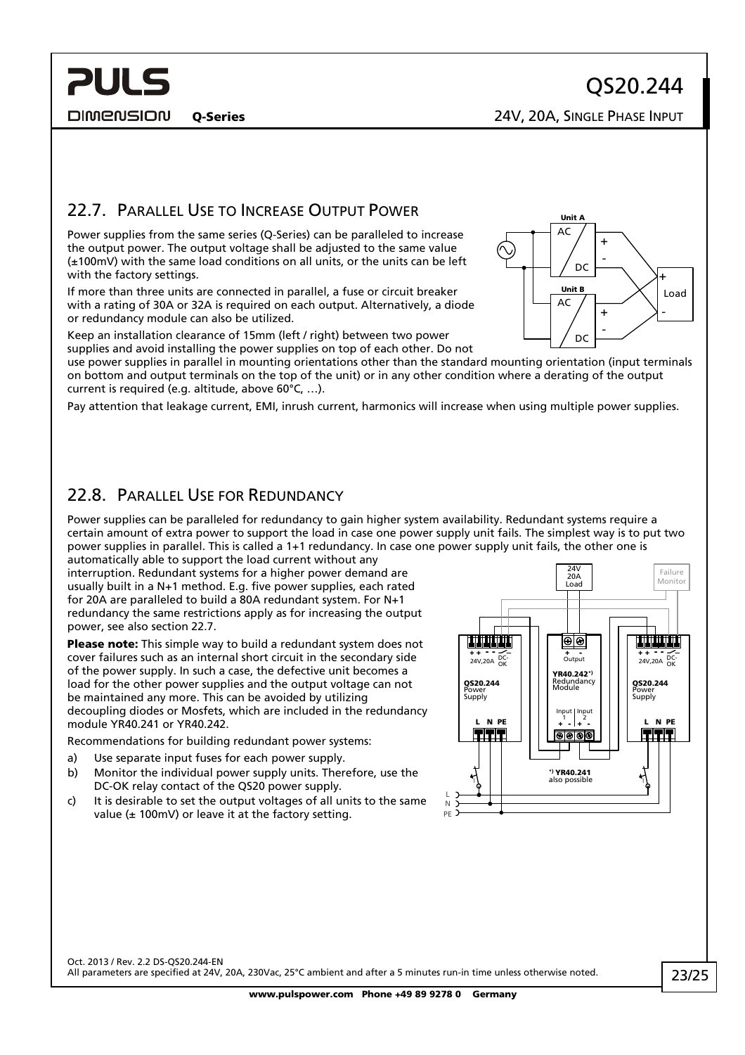## 22.7. Parallel Use to Increase Output Power

Power supplies from the same series (Q-Series) can be paralleled to increase the output power. The output voltage shall be adjusted to the same value (±100mV) with the same load conditions on all units, or the units can be left with the factory settings.

If more than three units are connected in parallel, a fuse or circuit breaker with a rating of 30A or 32A is required on each output. Alternatively, a diode or redundancy module can also be utilized.

Keep an installation clearance of 15mm (left / right) between two power supplies and avoid installing the power supplies on top of each other. Do not use power supplies in parallel in mounting orientations other than the standard mounting orientation (input terminals on bottom and output terminals on the top of the unit) or in any other condition where a derating of the output current is required (e.g. altitude, above 60°C, …).

Pay attention that leakage current, EMI, inrush current, harmonics will increase when using multiple power supplies.

## 22.8. Parallel Use for Redundancy

Power supplies can be paralleled for redundancy to gain higher system availability. Redundant systems require a certain amount of extra power to support the load in case one power supply unit fails. The simplest way is to put two power supplies in parallel. This is called a 1+1 redundancy. In case one power supply unit fails, the other one is automatically able to support the load current without any interruption. Redundant systems for a higher power demand are usually built in a N+1 method. E.g. five power supplies, each rated for 20A are paralleled to build a 80A redundant system. For N+1 redundancy the same restrictions apply as for increasing the output power, see also section 22.7.

**Please note:** This simple way to build a redundant system does not cover failures such as an internal short circuit in the secondary side of the power supply. In such a case, the defective unit becomes a load for the other power supplies and the output voltage can not be maintained any more. This can be avoided by utilizing decoupling diodes or Mosfets, which are included in the redundancy module YR40.241 or YR40.242.

Recommendations for building redundant power systems:

a) Use separate input fuses for each power supply.
b) Monitor the individual power supply units. Therefore, use the DC-OK relay contact of the QS20 power supply.
c) It is desirable to set the output voltages of all units to the same value (± 100mV) or leave it at the factory setting.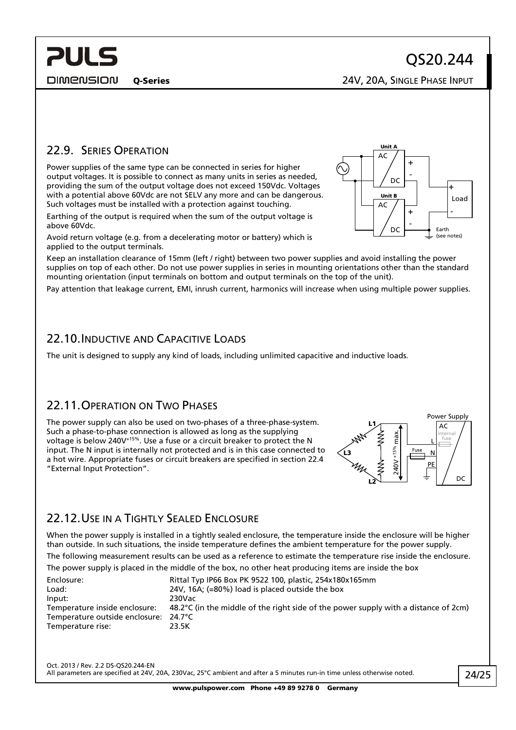## 22.9. Series Operation

Power supplies of the same type can be connected in series for higher output voltages. It is possible to connect as many units in series as needed, providing the sum of the output voltage does not exceed 150Vdc. Voltages with a potential above 60Vdc are not SELV any more and can be dangerous. Such voltages must be installed with a protection against touching.

Earthing of the output is required when the sum of the output voltage is above 60Vdc.

Avoid return voltage (e.g. from a decelerating motor or battery) which is applied to the output terminals.

Keep an installation clearance of 15mm (left / right) between two power supplies and avoid installing the power supplies on top of each other. Do not use power supplies in series in mounting orientations other than the standard mounting orientation (input terminals on bottom and output terminals on the top of the unit).

Pay attention that leakage current, EMI, inrush current, harmonics will increase when using multiple power supplies.

## 22.10. Inductive and Capacitive Loads

The unit is designed to supply any kind of loads, including unlimited capacitive and inductive loads.

## 22.11. Operation on Two Phases

The power supply can also be used on two-phases of a three-phase-system. Such a phase-to-phase connection is allowed as long as the supplying voltage is below $240V^{+15\%}$. Use a fuse or a circuit breaker to protect the N input. The N input is internally not protected and is in this case connected to a hot wire. Appropriate fuses or circuit breakers are specified in section 22.4 "External Input Protection".

## 22.12. Use in a Tightly Sealed Enclosure

When the power supply is installed in a tightly sealed enclosure, the temperature inside the enclosure will be higher than outside. In such situations, the inside temperature defines the ambient temperature for the power supply.

The following measurement results can be used as a reference to estimate the temperature rise inside the enclosure.

The power supply is placed in the middle of the box, no other heat producing items are inside the box

| | |
|---|---|
| Enclosure: | Rittal Typ IP66 Box PK 9522 100, plastic, 254x180x165mm |
| Load: | 24V, 16A; (=80%) load is placed outside the box |
| Input: | 230Vac |
| Temperature inside enclosure: | 48.2°C (in the middle of the right side of the power supply with a distance of 2cm) |
| Temperature outside enclosure: | 24.7°C |
| Temperature rise: | 23.5K |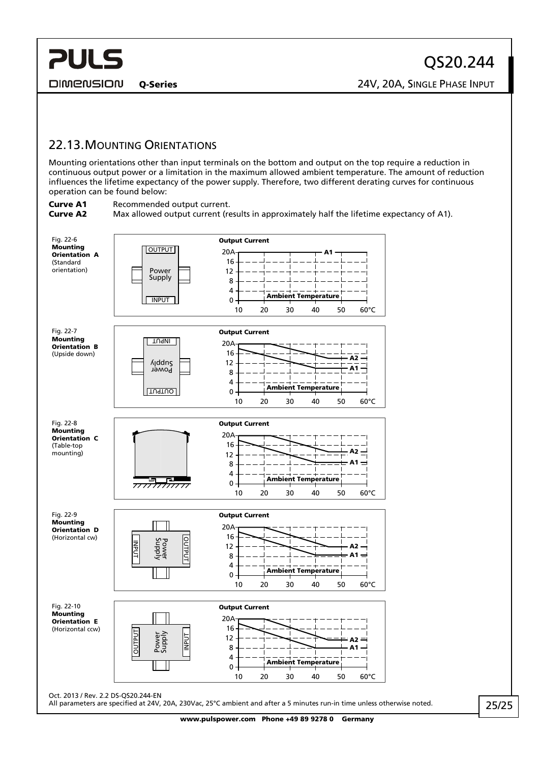## 22.13. Mounting Orientations

Mounting orientations other than input terminals on the bottom and output on the top require a reduction in continuous output power or a limitation in the maximum allowed ambient temperature. The amount of reduction influences the lifetime expectancy of the power supply. Therefore, two different derating curves for continuous operation can be found below:

**Curve A1** Recommended output current.
**Curve A2** Max allowed output current (results in approximately half the lifetime expectancy of A1).

Fig. 22-6 **Mounting Orientation A** (Standard orientation)

OUTPUT
Power Supply
INPUT

**Output Current**
20A
16
12
8
4
0
A1
**Ambient Temperature**
10 20 30 40 50 60°C

Fig. 22-7 **Mounting Orientation B** (Upside down)

INPUT
Power Supply
OUTPUT

**Output Current**
20A
16
12
8
4
0
A2
A1
**Ambient Temperature**
10 20 30 40 50 60°C

Fig. 22-8 **Mounting Orientation C** (Table-top mounting)

**Output Current**
20A
16
12
8
4
0
A2
A1
**Ambient Temperature**
10 20 30 40 50 60°C

Fig. 22-9 **Mounting Orientation D** (Horizontal cw)

INPUT
Power Supply
OUTPUT

**Output Current**
20A
16
12
8
4
0
A2
A1
**Ambient Temperature**
10 20 30 40 50 60°C

Fig. 22-10 **Mounting Orientation E** (Horizontal ccw)

OUTPUT
Power Supply
INPUT

**Output Current**
20A
16
12
8
4
0
A2
A1
**Ambient Temperature**
10 20 30 40 50 60°C